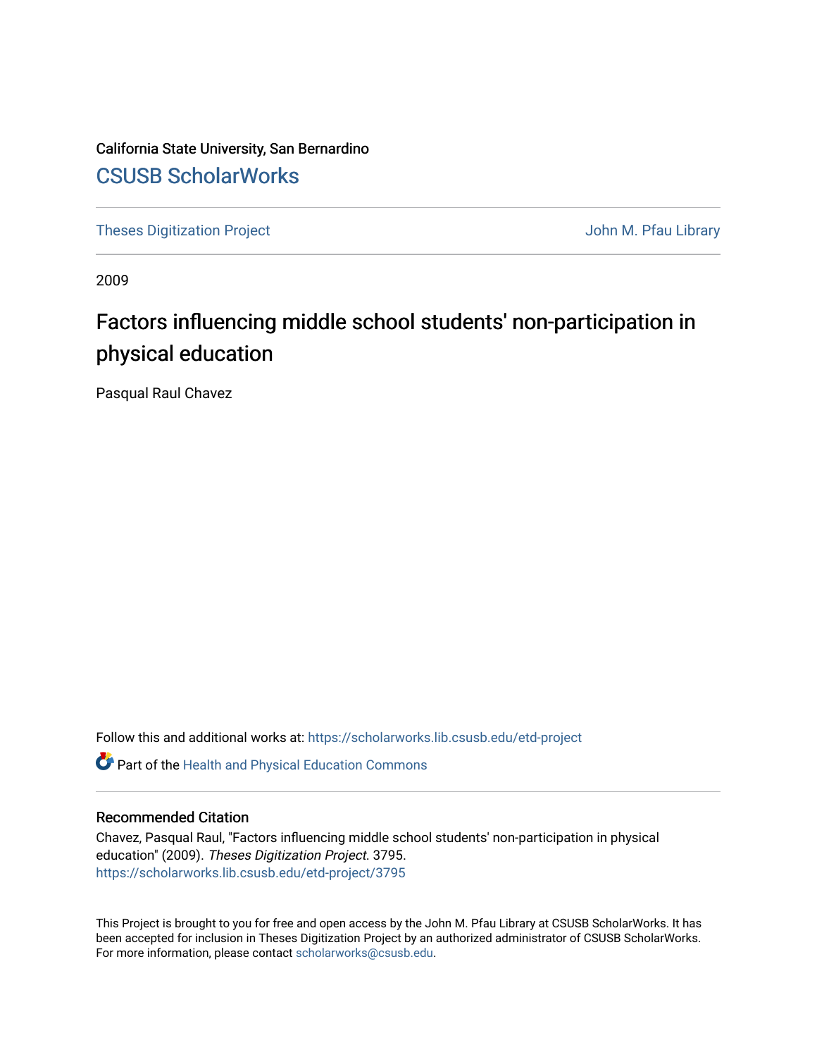California State University, San Bernardino

## CSUSB ScholarWorks

Theses Digitization Project John M. Pfau Library

2009

# Factors influencing middle school students' non-participation in physical education

Pasqual Raul Chavez

Follow this and additional works at: https://scholarworks.lib.csusb.edu/etd-project

Part of the Health and Physical Education Commons

### Recommended Citation

Chavez, Pasqual Raul, "Factors influencing middle school students' non-participation in physical education" (2009). *Theses Digitization Project*. 3795.
https://scholarworks.lib.csusb.edu/etd-project/3795

This Project is brought to you for free and open access by the John M. Pfau Library at CSUSB ScholarWorks. It has been accepted for inclusion in Theses Digitization Project by an authorized administrator of CSUSB ScholarWorks. For more information, please contact scholarworks@csusb.edu.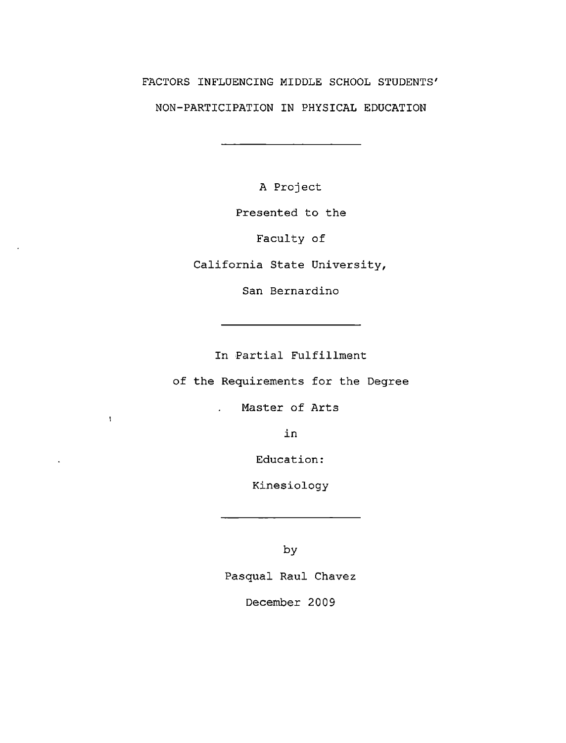FACTORS INFLUENCING MIDDLE SCHOOL STUDENTS'

NON-PARTICIPATION IN PHYSICAL EDUCATION

---

A Project

Presented to the

Faculty of

California State University,

San Bernardino

---

In Partial Fulfillment

of the Requirements for the Degree

Master of Arts

in

Education:

Kinesiology

---

by

Pasqual Raul Chavez

December 2009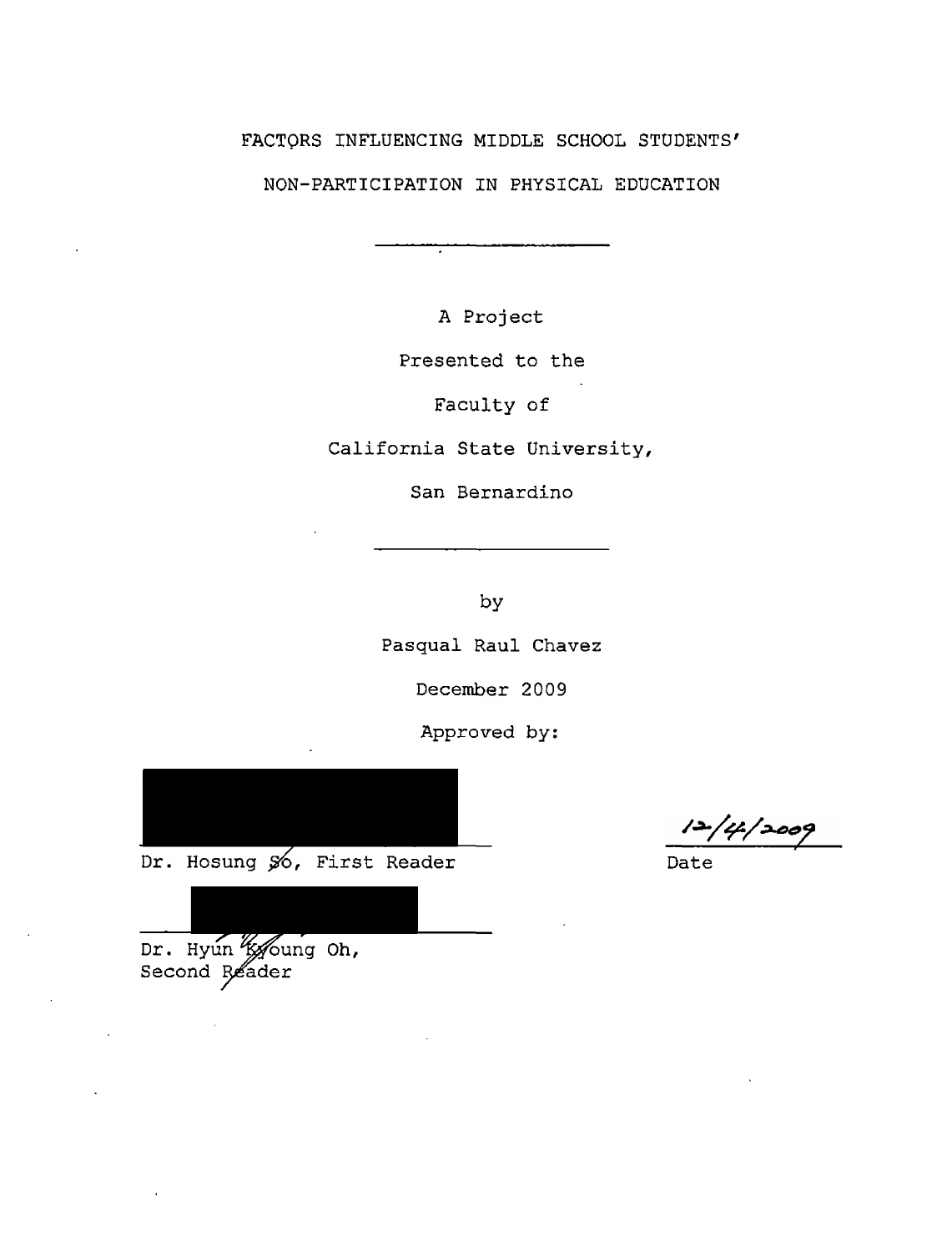FACTORS INFLUENCING MIDDLE SCHOOL STUDENTS'

NON-PARTICIPATION IN PHYSICAL EDUCATION

---

A Project

Presented to the

Faculty of

California State University,

San Bernardino

---

by

Pasqual Raul Chavez

December 2009

Approved by:

Dr. Hosung So, First Reader — 12/4/2009 Date

Dr. Hyun Kyoung Oh, Second Reader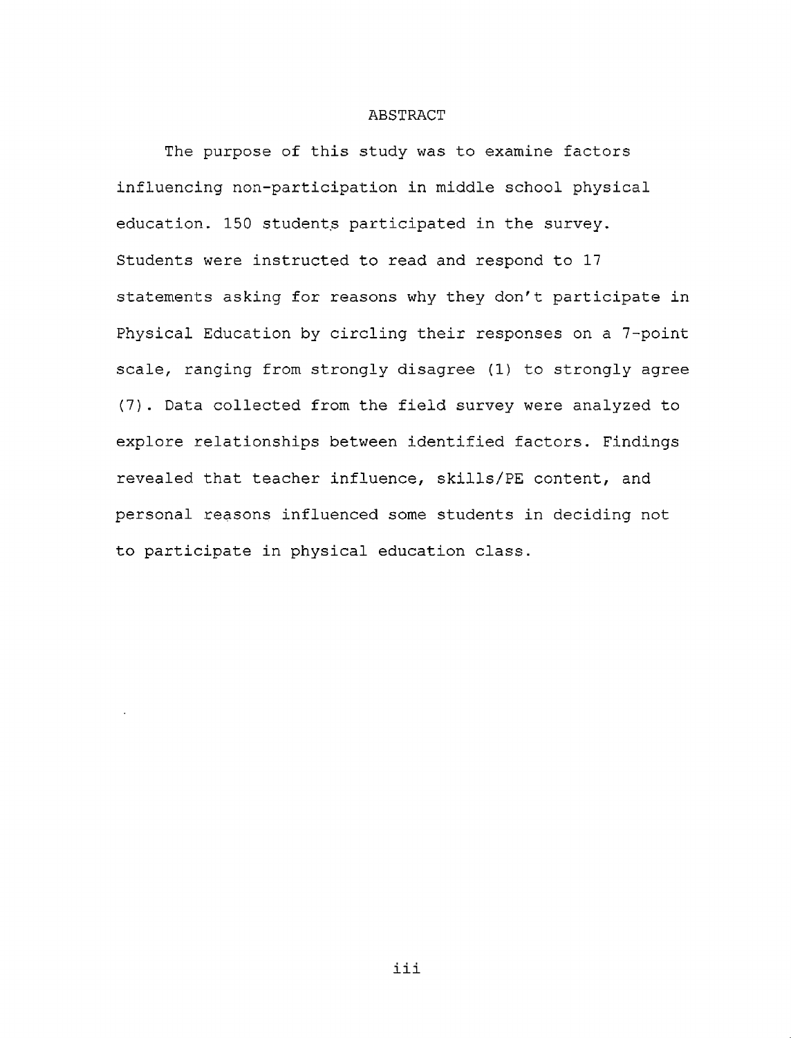# ABSTRACT

The purpose of this study was to examine factors influencing non-participation in middle school physical education. 150 students participated in the survey. Students were instructed to read and respond to 17 statements asking for reasons why they don't participate in Physical Education by circling their responses on a 7-point scale, ranging from strongly disagree (1) to strongly agree (7). Data collected from the field survey were analyzed to explore relationships between identified factors. Findings revealed that teacher influence, skills/PE content, and personal reasons influenced some students in deciding not to participate in physical education class.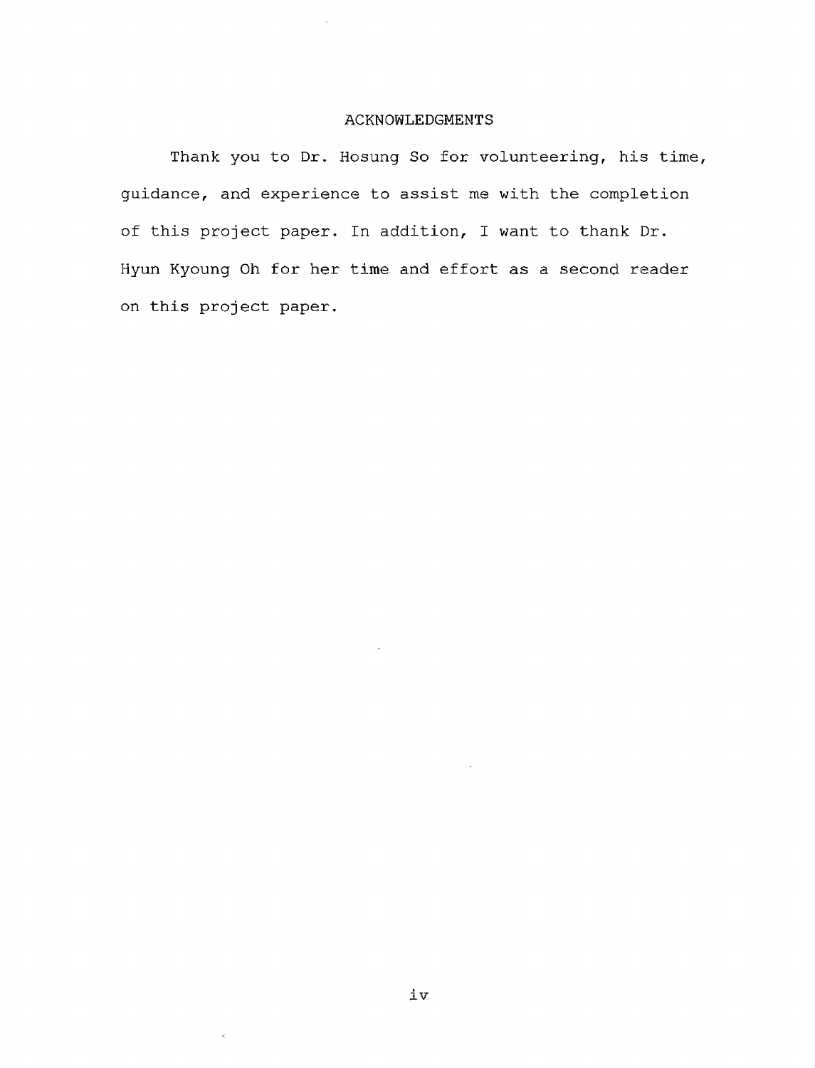# ACKNOWLEDGMENTS

Thank you to Dr. Hosung So for volunteering, his time, guidance, and experience to assist me with the completion of this project paper. In addition, I want to thank Dr. Hyun Kyoung Oh for her time and effort as a second reader on this project paper.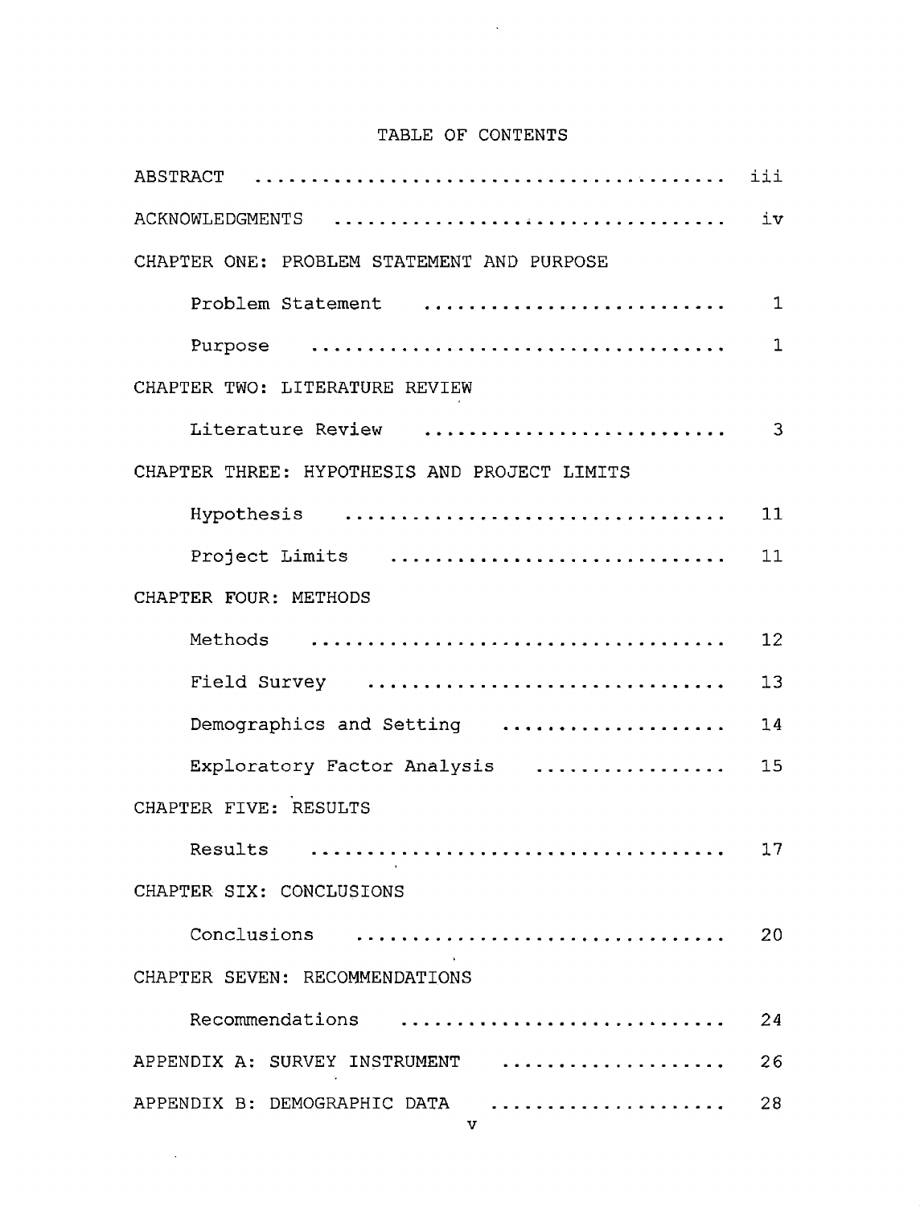# TABLE OF CONTENTS

| | |
|---|---|
| ABSTRACT | iii |
| ACKNOWLEDGMENTS | iv |
| CHAPTER ONE: PROBLEM STATEMENT AND PURPOSE | |
| Problem Statement | 1 |
| Purpose | 1 |
| CHAPTER TWO: LITERATURE REVIEW | |
| Literature Review | 3 |
| CHAPTER THREE: HYPOTHESIS AND PROJECT LIMITS | |
| Hypothesis | 11 |
| Project Limits | 11 |
| CHAPTER FOUR: METHODS | |
| Methods | 12 |
| Field Survey | 13 |
| Demographics and Setting | 14 |
| Exploratory Factor Analysis | 15 |
| CHAPTER FIVE: RESULTS | |
| Results | 17 |
| CHAPTER SIX: CONCLUSIONS | |
| Conclusions | 20 |
| CHAPTER SEVEN: RECOMMENDATIONS | |
| Recommendations | 24 |
| APPENDIX A: SURVEY INSTRUMENT | 26 |
| APPENDIX B: DEMOGRAPHIC DATA | 28 |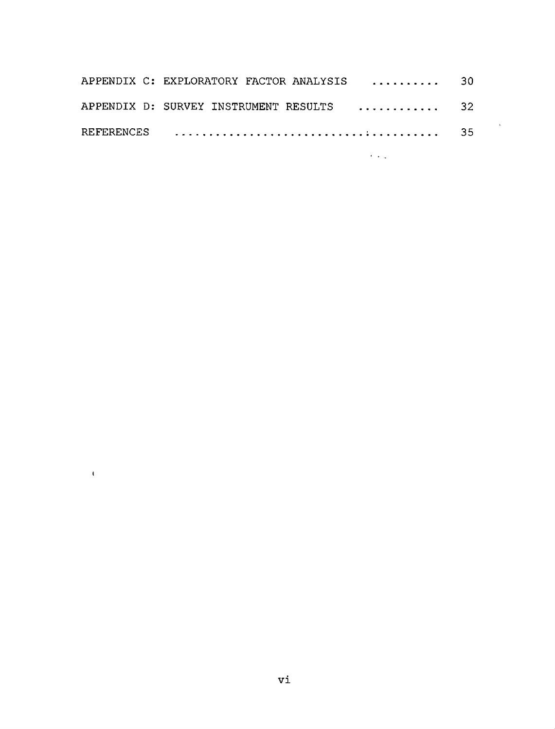APPENDIX C: EXPLORATORY FACTOR ANALYSIS .......... 30

APPENDIX D: SURVEY INSTRUMENT RESULTS ............ 32

REFERENCES .................................... 35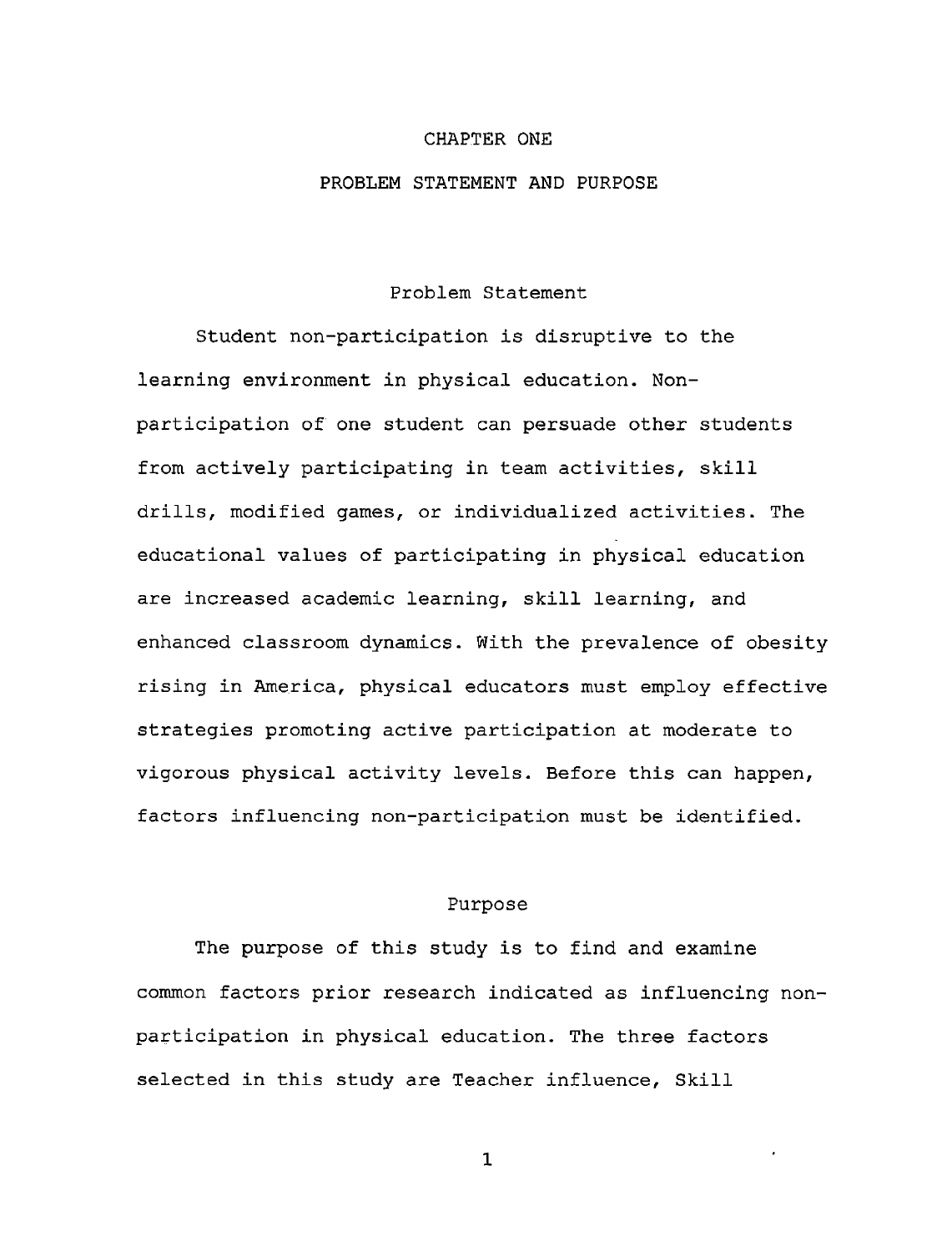# CHAPTER ONE

# PROBLEM STATEMENT AND PURPOSE

## Problem Statement

Student non-participation is disruptive to the learning environment in physical education. Non-participation of one student can persuade other students from actively participating in team activities, skill drills, modified games, or individualized activities. The educational values of participating in physical education are increased academic learning, skill learning, and enhanced classroom dynamics. With the prevalence of obesity rising in America, physical educators must employ effective strategies promoting active participation at moderate to vigorous physical activity levels. Before this can happen, factors influencing non-participation must be identified.

## Purpose

The purpose of this study is to find and examine common factors prior research indicated as influencing non-participation in physical education. The three factors selected in this study are Teacher influence, Skill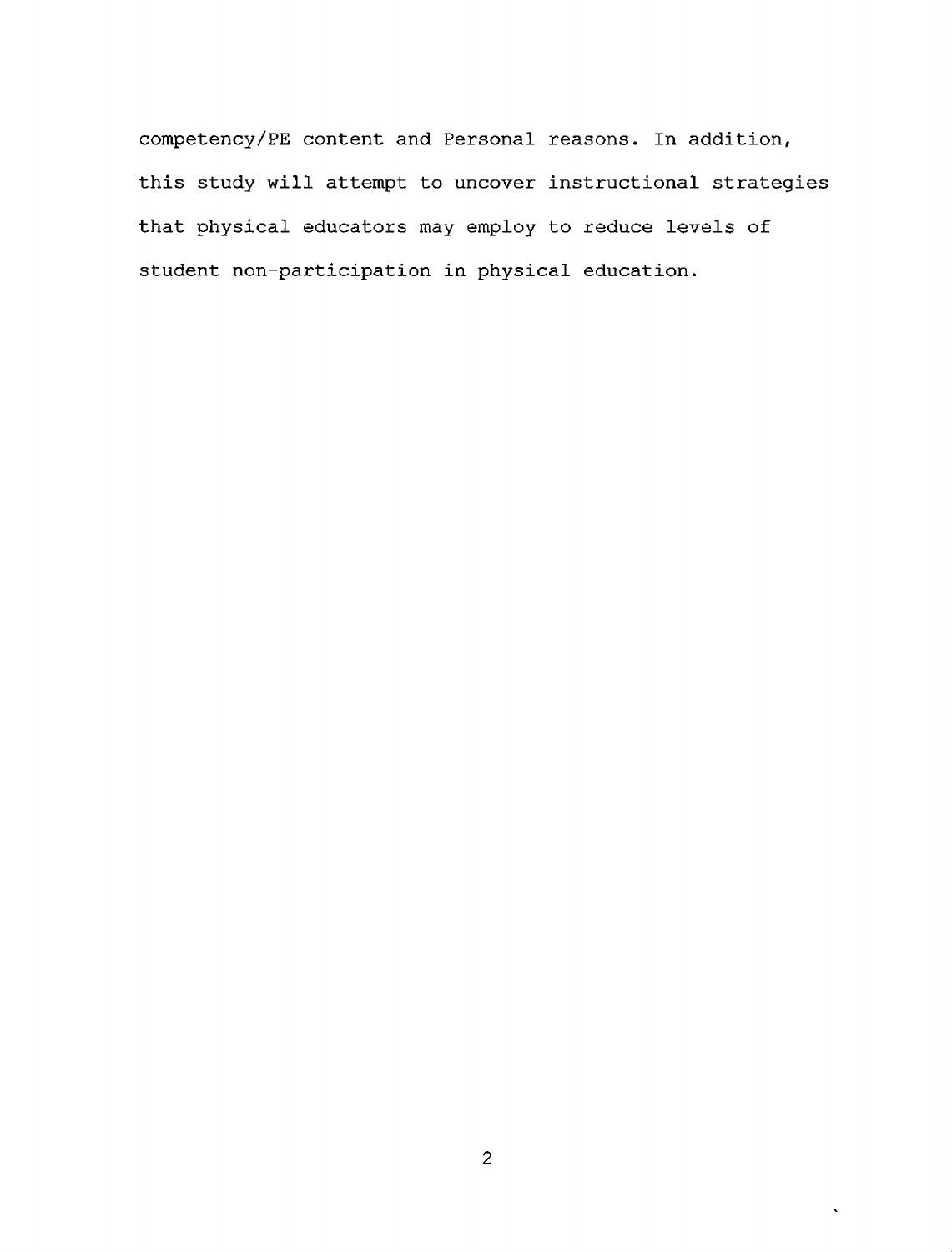competency/PE content and Personal reasons. In addition, this study will attempt to uncover instructional strategies that physical educators may employ to reduce levels of student non-participation in physical education.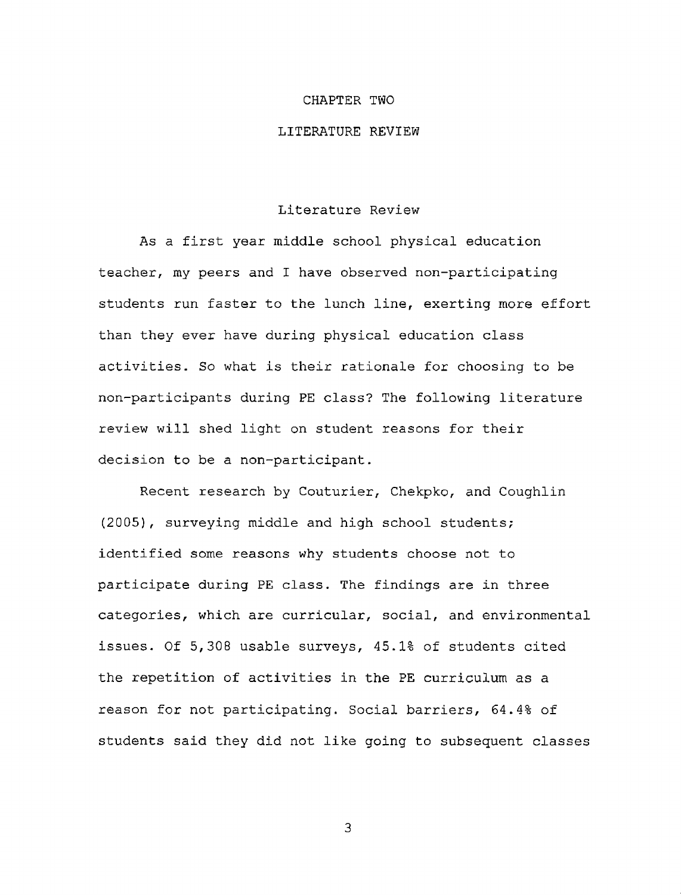# CHAPTER TWO

# LITERATURE REVIEW

## Literature Review

As a first year middle school physical education teacher, my peers and I have observed non-participating students run faster to the lunch line, exerting more effort than they ever have during physical education class activities. So what is their rationale for choosing to be non-participants during PE class? The following literature review will shed light on student reasons for their decision to be a non-participant.

Recent research by Couturier, Chekpko, and Coughlin (2005), surveying middle and high school students; identified some reasons why students choose not to participate during PE class. The findings are in three categories, which are curricular, social, and environmental issues. Of 5,308 usable surveys, 45.1% of students cited the repetition of activities in the PE curriculum as a reason for not participating. Social barriers, 64.4% of students said they did not like going to subsequent classes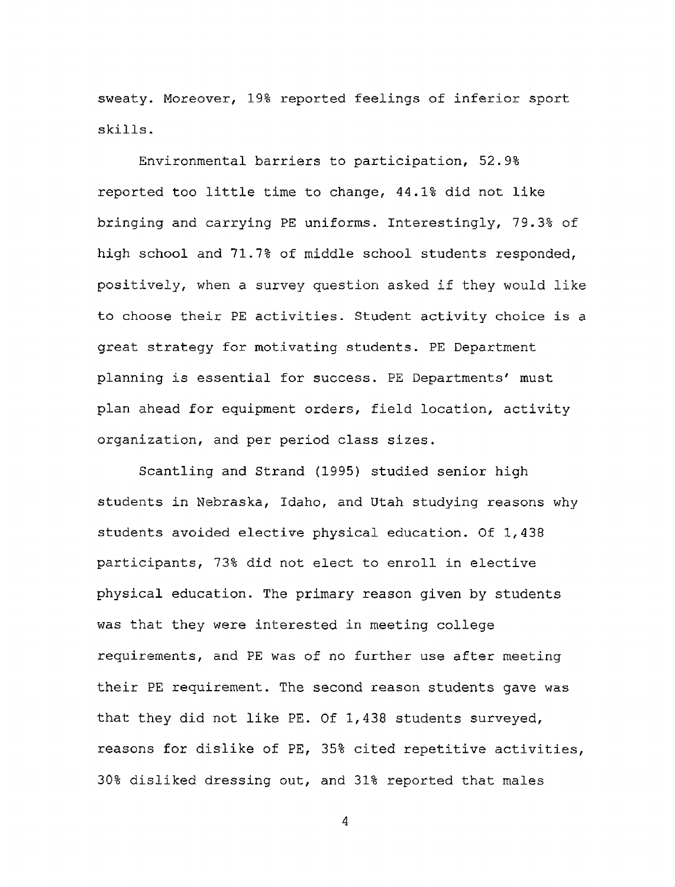sweaty. Moreover, 19% reported feelings of inferior sport skills.

Environmental barriers to participation, 52.9% reported too little time to change, 44.1% did not like bringing and carrying PE uniforms. Interestingly, 79.3% of high school and 71.7% of middle school students responded, positively, when a survey question asked if they would like to choose their PE activities. Student activity choice is a great strategy for motivating students. PE Department planning is essential for success. PE Departments' must plan ahead for equipment orders, field location, activity organization, and per period class sizes.

Scantling and Strand (1995) studied senior high students in Nebraska, Idaho, and Utah studying reasons why students avoided elective physical education. Of 1,438 participants, 73% did not elect to enroll in elective physical education. The primary reason given by students was that they were interested in meeting college requirements, and PE was of no further use after meeting their PE requirement. The second reason students gave was that they did not like PE. Of 1,438 students surveyed, reasons for dislike of PE, 35% cited repetitive activities, 30% disliked dressing out, and 31% reported that males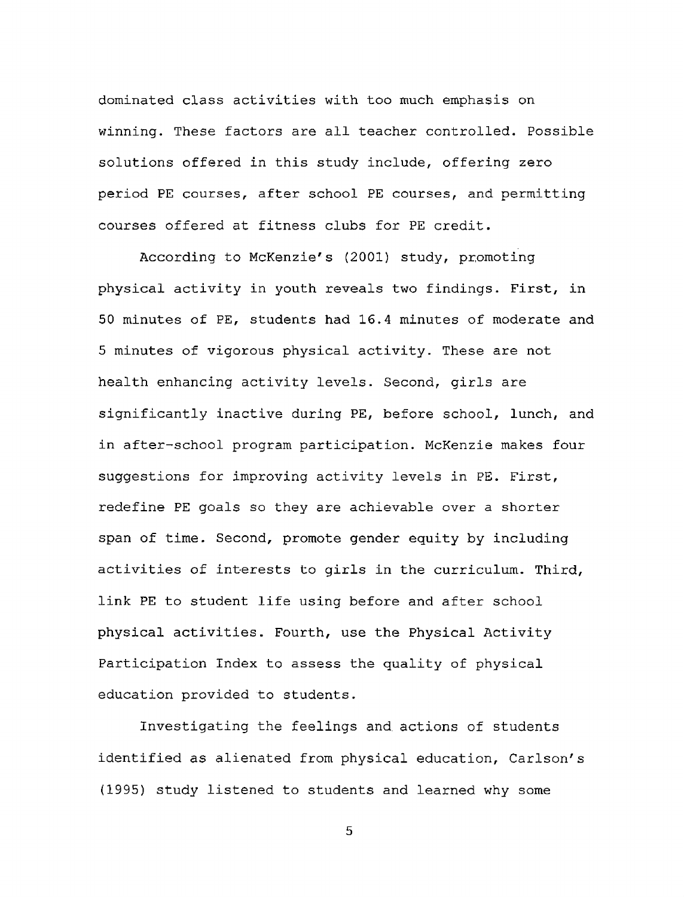dominated class activities with too much emphasis on winning. These factors are all teacher controlled. Possible solutions offered in this study include, offering zero period PE courses, after school PE courses, and permitting courses offered at fitness clubs for PE credit.

According to McKenzie's (2001) study, promoting physical activity in youth reveals two findings. First, in 50 minutes of PE, students had 16.4 minutes of moderate and 5 minutes of vigorous physical activity. These are not health enhancing activity levels. Second, girls are significantly inactive during PE, before school, lunch, and in after-school program participation. McKenzie makes four suggestions for improving activity levels in PE. First, redefine PE goals so they are achievable over a shorter span of time. Second, promote gender equity by including activities of interests to girls in the curriculum. Third, link PE to student life using before and after school physical activities. Fourth, use the Physical Activity Participation Index to assess the quality of physical education provided to students.

Investigating the feelings and actions of students identified as alienated from physical education, Carlson's (1995) study listened to students and learned why some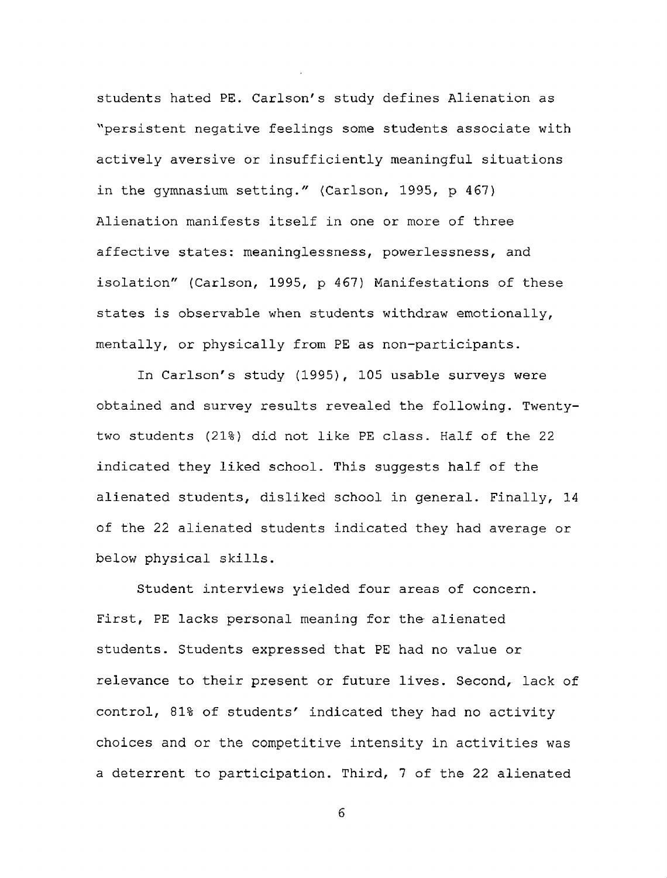students hated PE. Carlson's study defines Alienation as "persistent negative feelings some students associate with actively aversive or insufficiently meaningful situations in the gymnasium setting." (Carlson, 1995, p 467) Alienation manifests itself in one or more of three affective states: meaninglessness, powerlessness, and isolation" (Carlson, 1995, p 467) Manifestations of these states is observable when students withdraw emotionally, mentally, or physically from PE as non-participants.

In Carlson's study (1995), 105 usable surveys were obtained and survey results revealed the following. Twenty-two students (21%) did not like PE class. Half of the 22 indicated they liked school. This suggests half of the alienated students, disliked school in general. Finally, 14 of the 22 alienated students indicated they had average or below physical skills.

Student interviews yielded four areas of concern. First, PE lacks personal meaning for the alienated students. Students expressed that PE had no value or relevance to their present or future lives. Second, lack of control, 81% of students' indicated they had no activity choices and or the competitive intensity in activities was a deterrent to participation. Third, 7 of the 22 alienated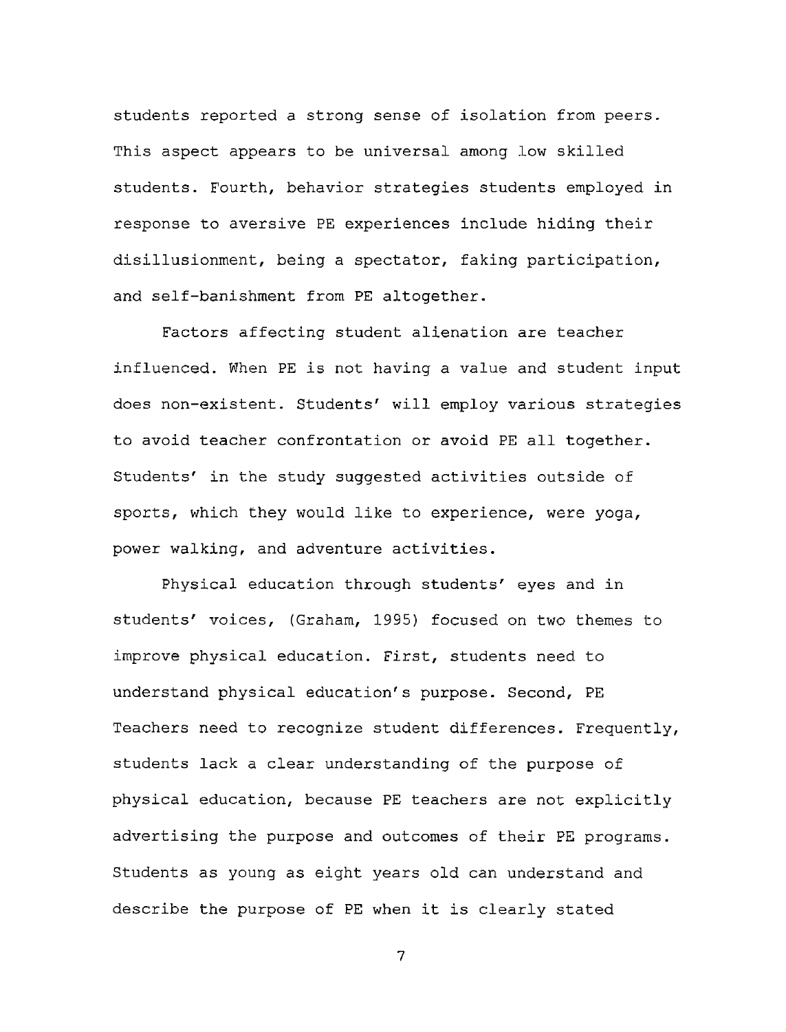students reported a strong sense of isolation from peers. This aspect appears to be universal among low skilled students. Fourth, behavior strategies students employed in response to aversive PE experiences include hiding their disillusionment, being a spectator, faking participation, and self-banishment from PE altogether.

Factors affecting student alienation are teacher influenced. When PE is not having a value and student input does non-existent. Students' will employ various strategies to avoid teacher confrontation or avoid PE all together. Students' in the study suggested activities outside of sports, which they would like to experience, were yoga, power walking, and adventure activities.

Physical education through students' eyes and in students' voices, (Graham, 1995) focused on two themes to improve physical education. First, students need to understand physical education's purpose. Second, PE Teachers need to recognize student differences. Frequently, students lack a clear understanding of the purpose of physical education, because PE teachers are not explicitly advertising the purpose and outcomes of their PE programs. Students as young as eight years old can understand and describe the purpose of PE when it is clearly stated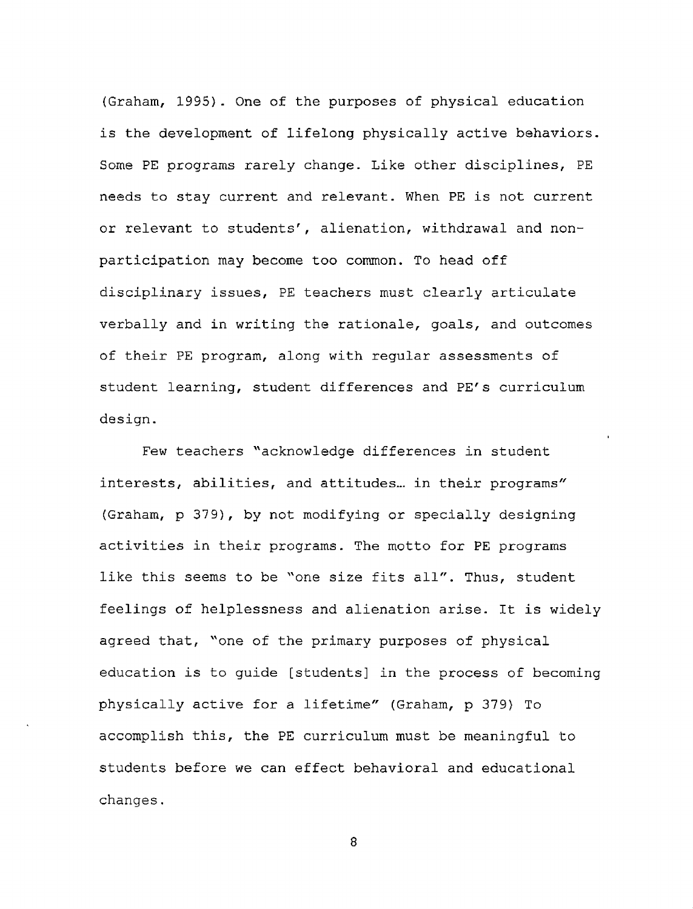(Graham, 1995). One of the purposes of physical education is the development of lifelong physically active behaviors. Some PE programs rarely change. Like other disciplines, PE needs to stay current and relevant. When PE is not current or relevant to students', alienation, withdrawal and non-participation may become too common. To head off disciplinary issues, PE teachers must clearly articulate verbally and in writing the rationale, goals, and outcomes of their PE program, along with regular assessments of student learning, student differences and PE's curriculum design.

Few teachers "acknowledge differences in student interests, abilities, and attitudes… in their programs" (Graham, p 379), by not modifying or specially designing activities in their programs. The motto for PE programs like this seems to be "one size fits all". Thus, student feelings of helplessness and alienation arise. It is widely agreed that, "one of the primary purposes of physical education is to guide [students] in the process of becoming physically active for a lifetime" (Graham, p 379) To accomplish this, the PE curriculum must be meaningful to students before we can effect behavioral and educational changes.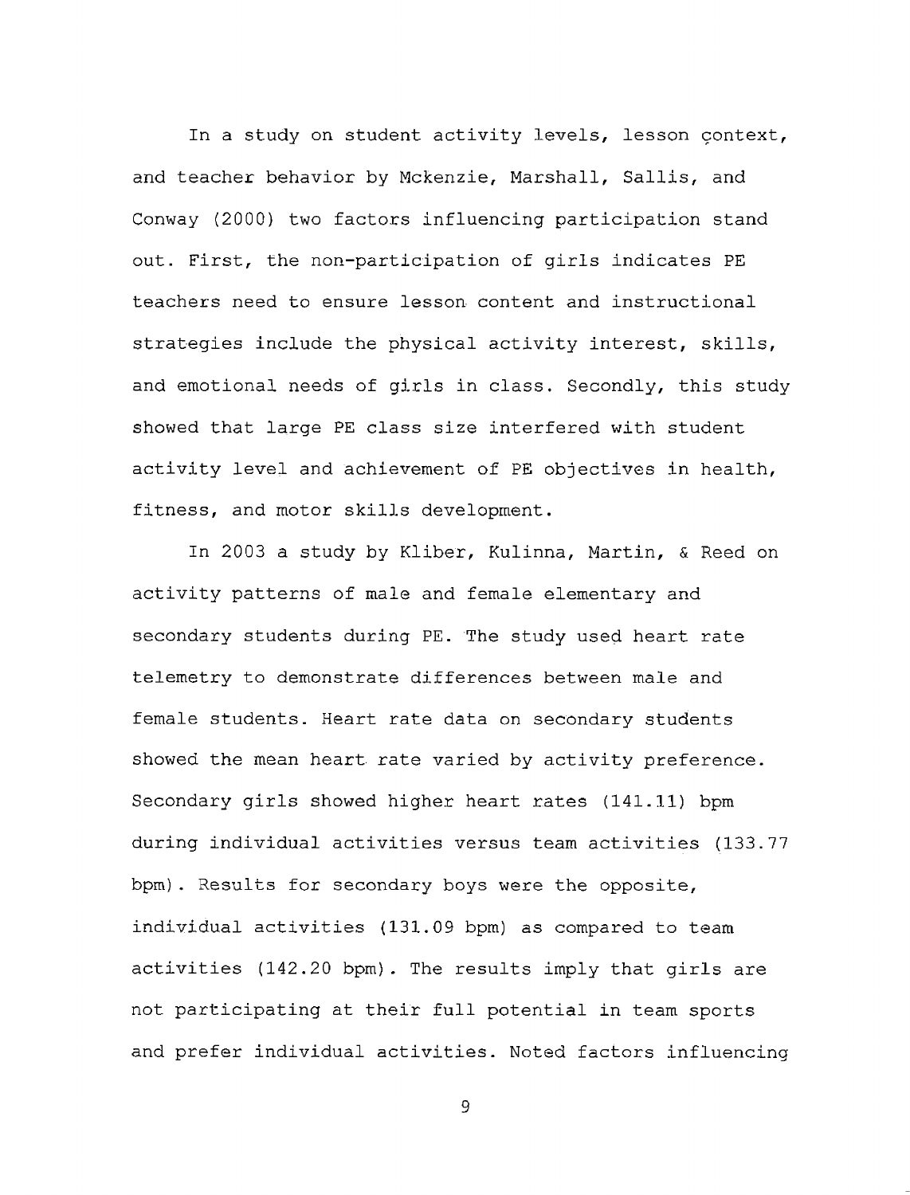In a study on student activity levels, lesson context, and teacher behavior by Mckenzie, Marshall, Sallis, and Conway (2000) two factors influencing participation stand out. First, the non-participation of girls indicates PE teachers need to ensure lesson content and instructional strategies include the physical activity interest, skills, and emotional needs of girls in class. Secondly, this study showed that large PE class size interfered with student activity level and achievement of PE objectives in health, fitness, and motor skills development.

In 2003 a study by Kliber, Kulinna, Martin, & Reed on activity patterns of male and female elementary and secondary students during PE. The study used heart rate telemetry to demonstrate differences between male and female students. Heart rate data on secondary students showed the mean heart rate varied by activity preference. Secondary girls showed higher heart rates (141.11) bpm during individual activities versus team activities (133.77 bpm). Results for secondary boys were the opposite, individual activities (131.09 bpm) as compared to team activities (142.20 bpm). The results imply that girls are not participating at their full potential in team sports and prefer individual activities. Noted factors influencing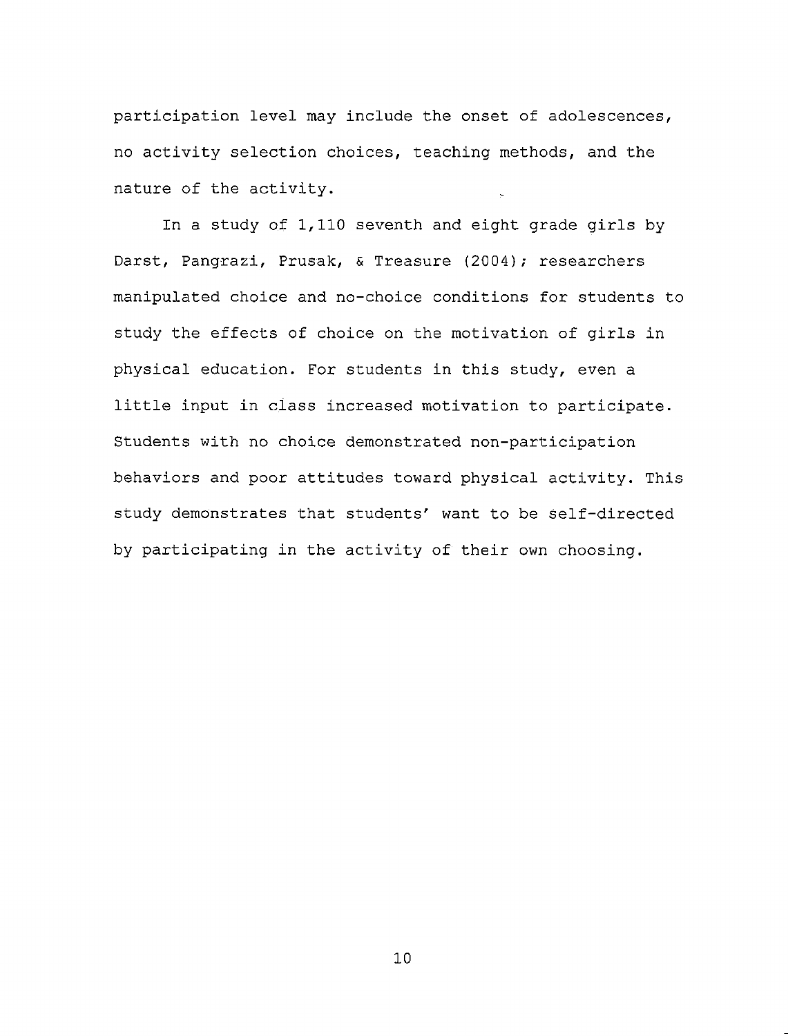participation level may include the onset of adolescences, no activity selection choices, teaching methods, and the nature of the activity.

In a study of 1,110 seventh and eight grade girls by Darst, Pangrazi, Prusak, & Treasure (2004); researchers manipulated choice and no-choice conditions for students to study the effects of choice on the motivation of girls in physical education. For students in this study, even a little input in class increased motivation to participate. Students with no choice demonstrated non-participation behaviors and poor attitudes toward physical activity. This study demonstrates that students' want to be self-directed by participating in the activity of their own choosing.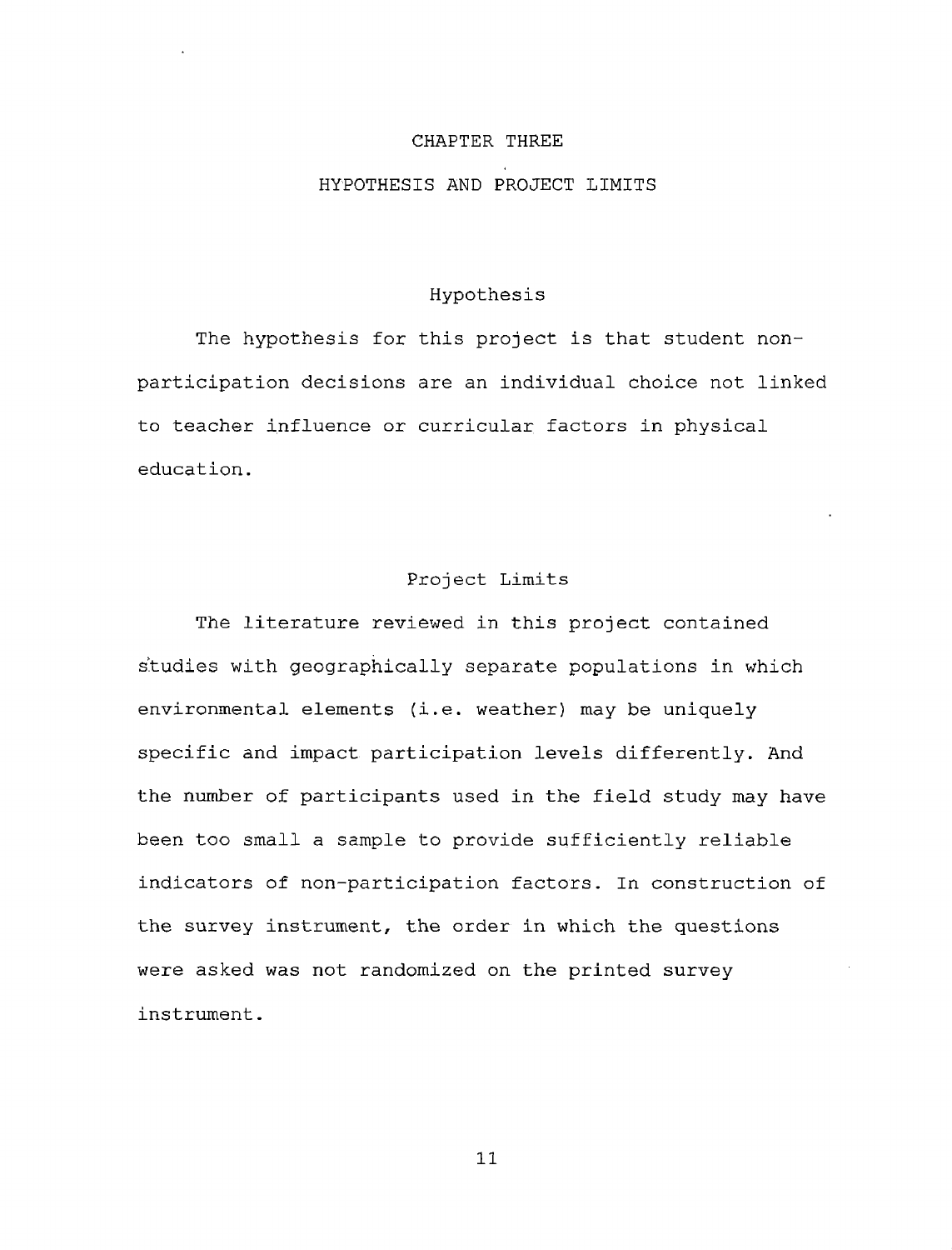# CHAPTER THREE

# HYPOTHESIS AND PROJECT LIMITS

## Hypothesis

The hypothesis for this project is that student non-participation decisions are an individual choice not linked to teacher influence or curricular factors in physical education.

## Project Limits

The literature reviewed in this project contained studies with geographically separate populations in which environmental elements (i.e. weather) may be uniquely specific and impact participation levels differently. And the number of participants used in the field study may have been too small a sample to provide sufficiently reliable indicators of non-participation factors. In construction of the survey instrument, the order in which the questions were asked was not randomized on the printed survey instrument.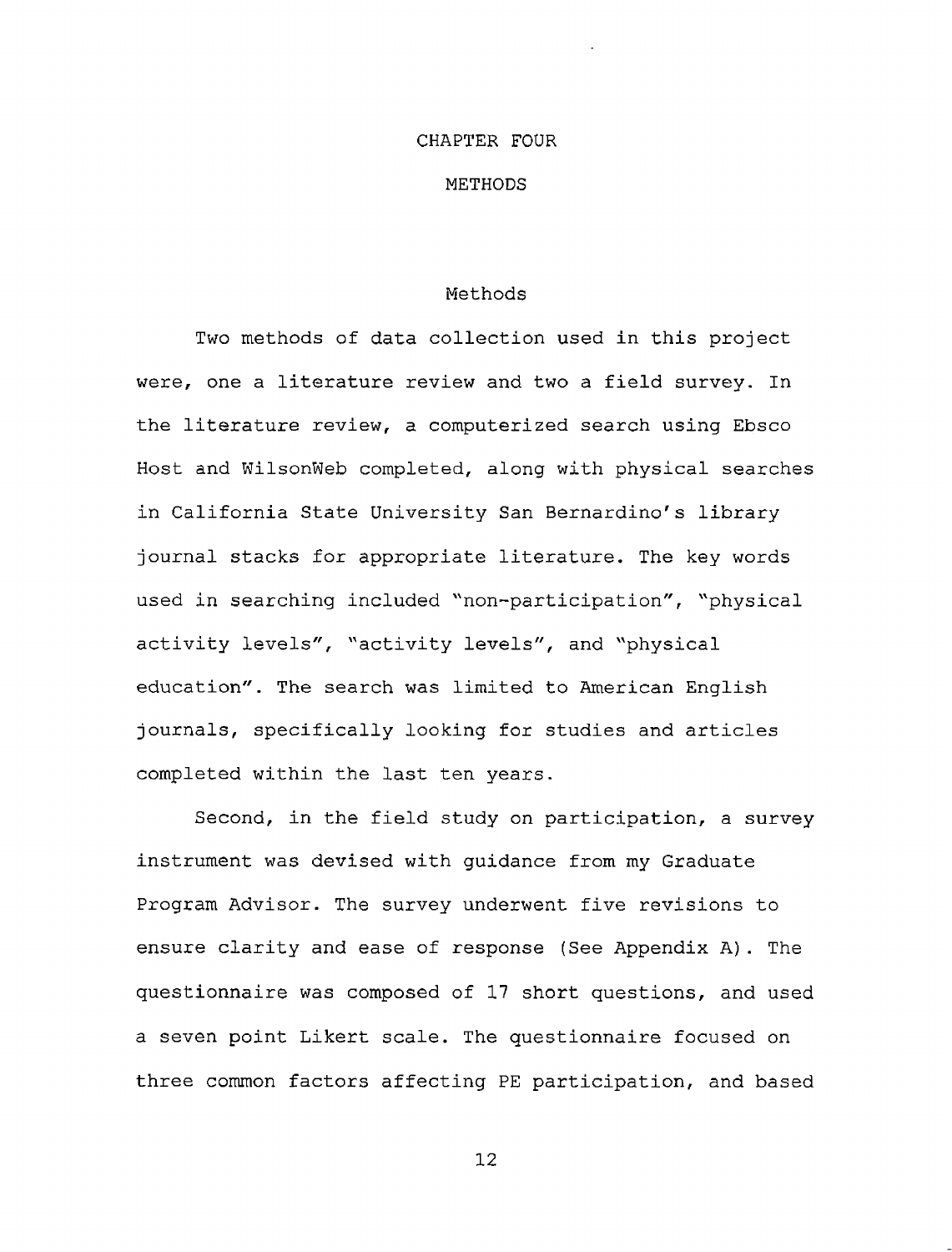# CHAPTER FOUR

# METHODS

## Methods

Two methods of data collection used in this project were, one a literature review and two a field survey. In the literature review, a computerized search using Ebsco Host and WilsonWeb completed, along with physical searches in California State University San Bernardino's library journal stacks for appropriate literature. The key words used in searching included "non-participation", "physical activity levels", "activity levels", and "physical education". The search was limited to American English journals, specifically looking for studies and articles completed within the last ten years.

Second, in the field study on participation, a survey instrument was devised with guidance from my Graduate Program Advisor. The survey underwent five revisions to ensure clarity and ease of response (See Appendix A). The questionnaire was composed of 17 short questions, and used a seven point Likert scale. The questionnaire focused on three common factors affecting PE participation, and based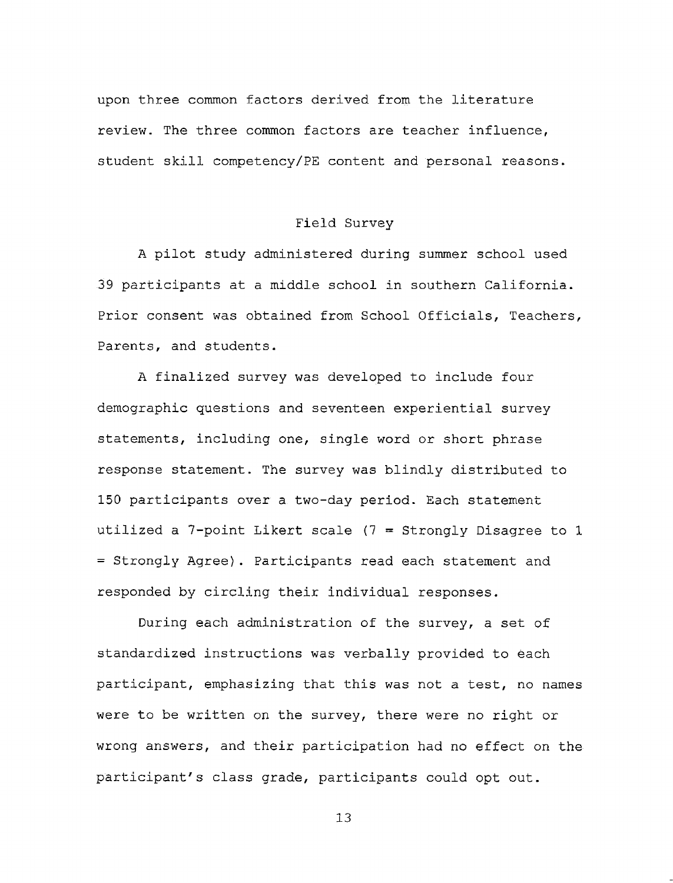upon three common factors derived from the literature review. The three common factors are teacher influence, student skill competency/PE content and personal reasons.

## Field Survey

A pilot study administered during summer school used 39 participants at a middle school in southern California. Prior consent was obtained from School Officials, Teachers, Parents, and students.

A finalized survey was developed to include four demographic questions and seventeen experiential survey statements, including one, single word or short phrase response statement. The survey was blindly distributed to 150 participants over a two-day period. Each statement utilized a 7-point Likert scale (7 = Strongly Disagree to 1 = Strongly Agree). Participants read each statement and responded by circling their individual responses.

During each administration of the survey, a set of standardized instructions was verbally provided to each participant, emphasizing that this was not a test, no names were to be written on the survey, there were no right or wrong answers, and their participation had no effect on the participant's class grade, participants could opt out.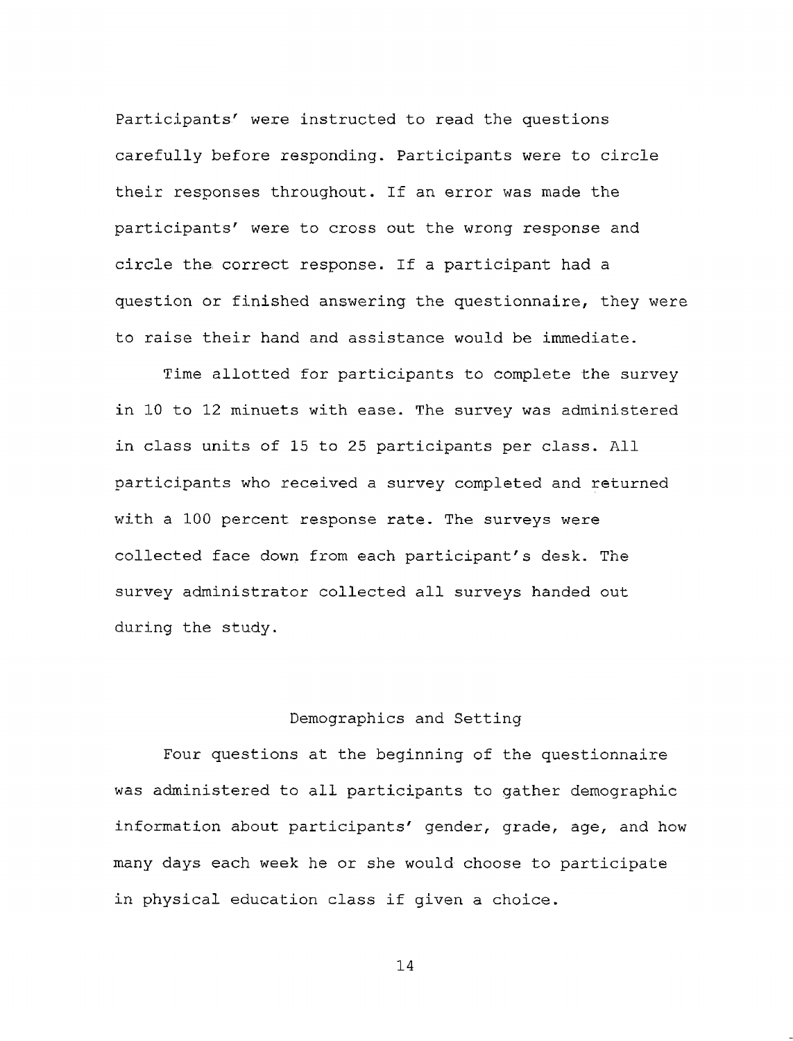Participants' were instructed to read the questions carefully before responding. Participants were to circle their responses throughout. If an error was made the participants' were to cross out the wrong response and circle the correct response. If a participant had a question or finished answering the questionnaire, they were to raise their hand and assistance would be immediate.

Time allotted for participants to complete the survey in 10 to 12 minuets with ease. The survey was administered in class units of 15 to 25 participants per class. All participants who received a survey completed and returned with a 100 percent response rate. The surveys were collected face down from each participant's desk. The survey administrator collected all surveys handed out during the study.

## Demographics and Setting

Four questions at the beginning of the questionnaire was administered to all participants to gather demographic information about participants' gender, grade, age, and how many days each week he or she would choose to participate in physical education class if given a choice.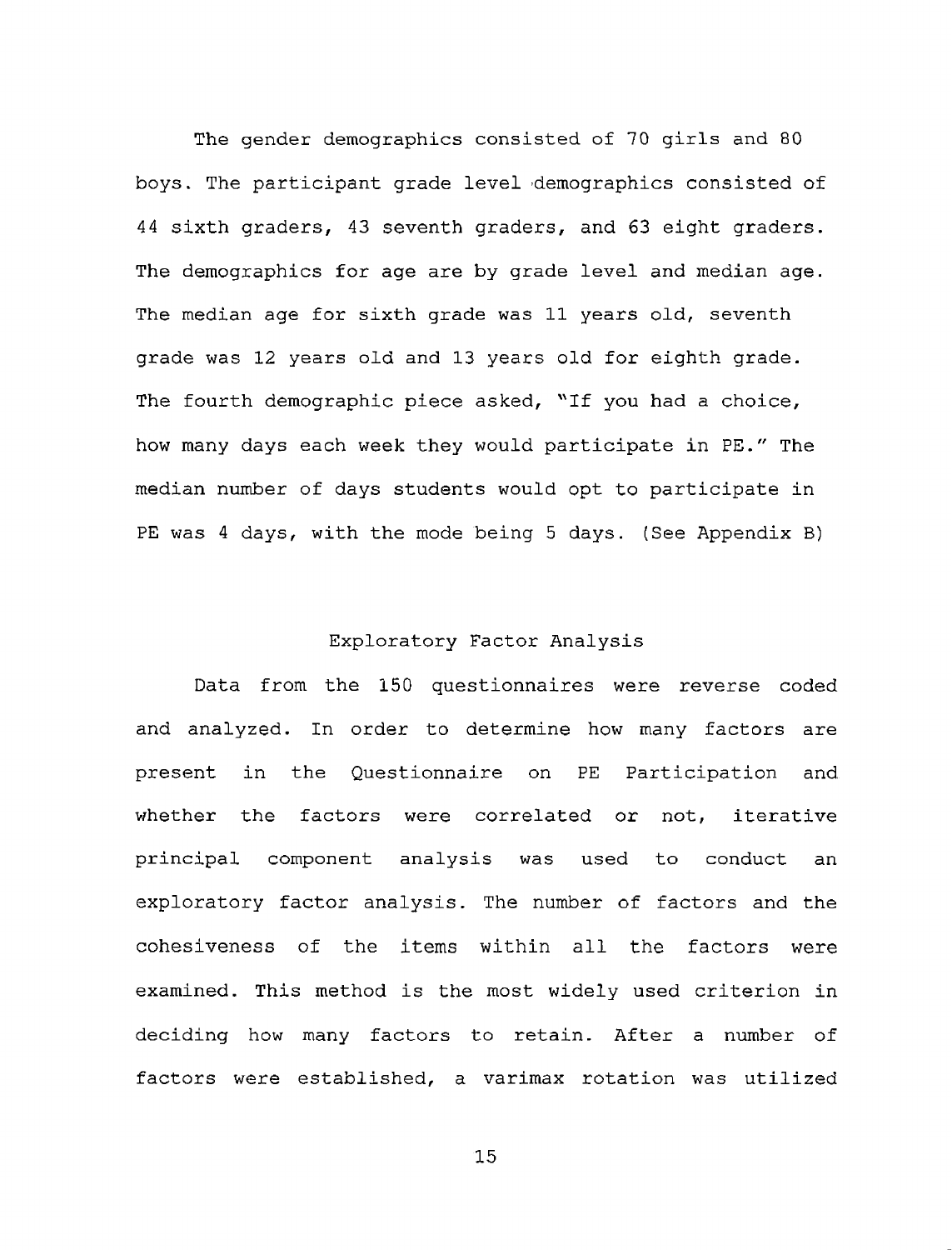The gender demographics consisted of 70 girls and 80 boys. The participant grade level demographics consisted of 44 sixth graders, 43 seventh graders, and 63 eight graders. The demographics for age are by grade level and median age. The median age for sixth grade was 11 years old, seventh grade was 12 years old and 13 years old for eighth grade. The fourth demographic piece asked, "If you had a choice, how many days each week they would participate in PE." The median number of days students would opt to participate in PE was 4 days, with the mode being 5 days. (See Appendix B)

## Exploratory Factor Analysis

Data from the 150 questionnaires were reverse coded and analyzed. In order to determine how many factors are present in the Questionnaire on PE Participation and whether the factors were correlated or not, iterative principal component analysis was used to conduct an exploratory factor analysis. The number of factors and the cohesiveness of the items within all the factors were examined. This method is the most widely used criterion in deciding how many factors to retain. After a number of factors were established, a varimax rotation was utilized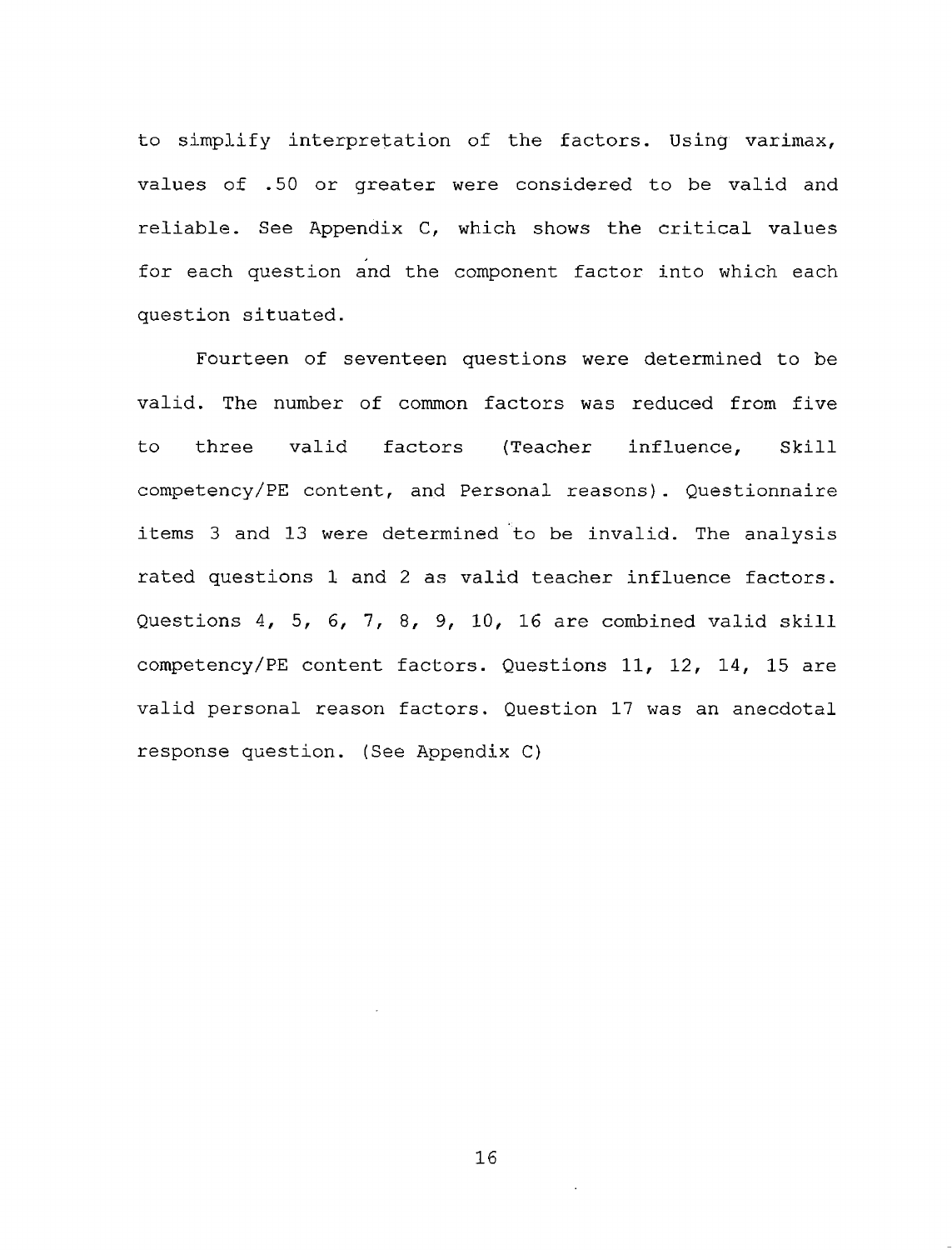to simplify interpretation of the factors. Using varimax, values of .50 or greater were considered to be valid and reliable. See Appendix C, which shows the critical values for each question and the component factor into which each question situated.

Fourteen of seventeen questions were determined to be valid. The number of common factors was reduced from five to three valid factors (Teacher influence, Skill competency/PE content, and Personal reasons). Questionnaire items 3 and 13 were determined to be invalid. The analysis rated questions 1 and 2 as valid teacher influence factors. Questions 4, 5, 6, 7, 8, 9, 10, 16 are combined valid skill competency/PE content factors. Questions 11, 12, 14, 15 are valid personal reason factors. Question 17 was an anecdotal response question. (See Appendix C)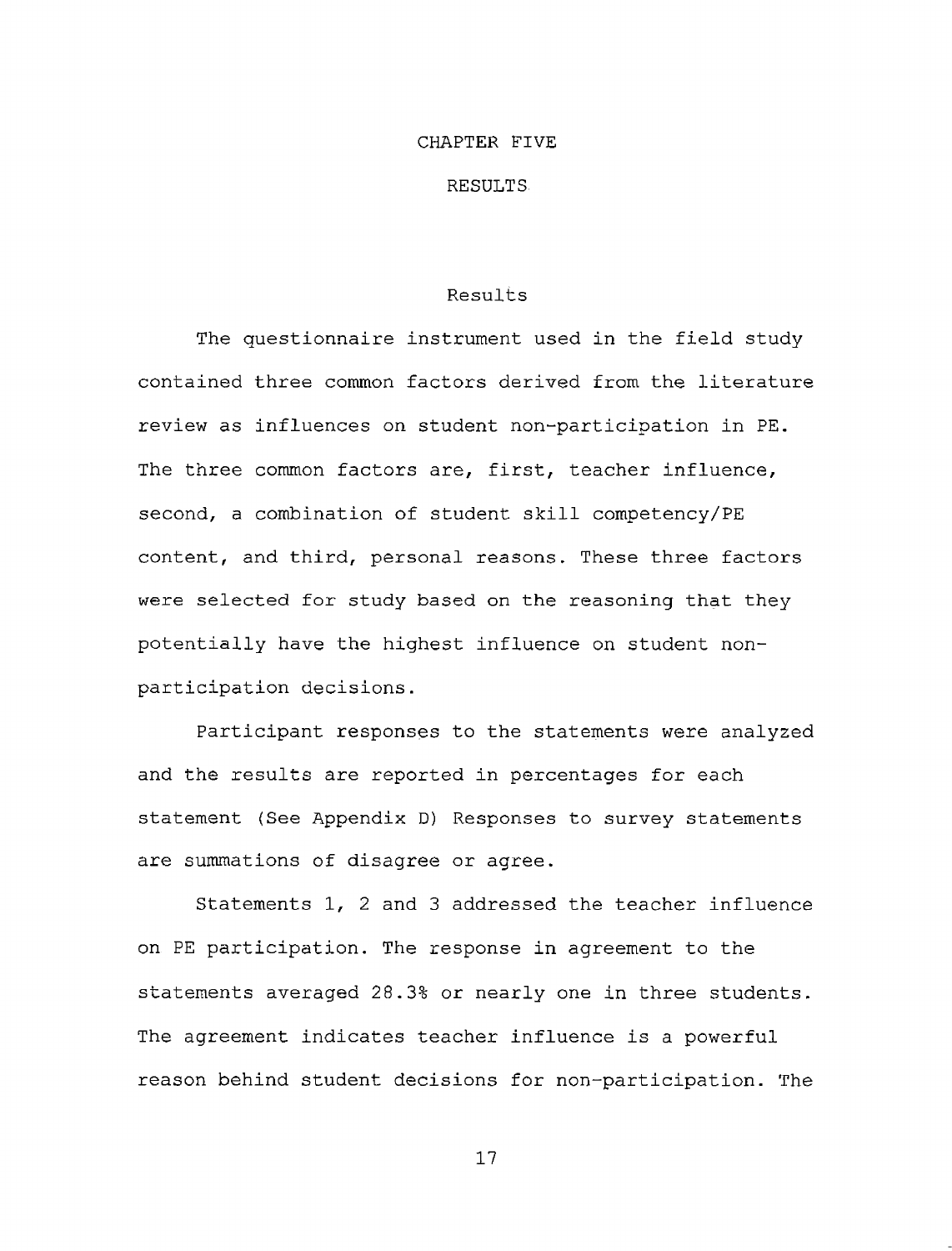# CHAPTER FIVE

# RESULTS

## Results

The questionnaire instrument used in the field study contained three common factors derived from the literature review as influences on student non-participation in PE. The three common factors are, first, teacher influence, second, a combination of student skill competency/PE content, and third, personal reasons. These three factors were selected for study based on the reasoning that they potentially have the highest influence on student non-participation decisions.

Participant responses to the statements were analyzed and the results are reported in percentages for each statement (See Appendix D) Responses to survey statements are summations of disagree or agree.

Statements 1, 2 and 3 addressed the teacher influence on PE participation. The response in agreement to the statements averaged 28.3% or nearly one in three students. The agreement indicates teacher influence is a powerful reason behind student decisions for non-participation. The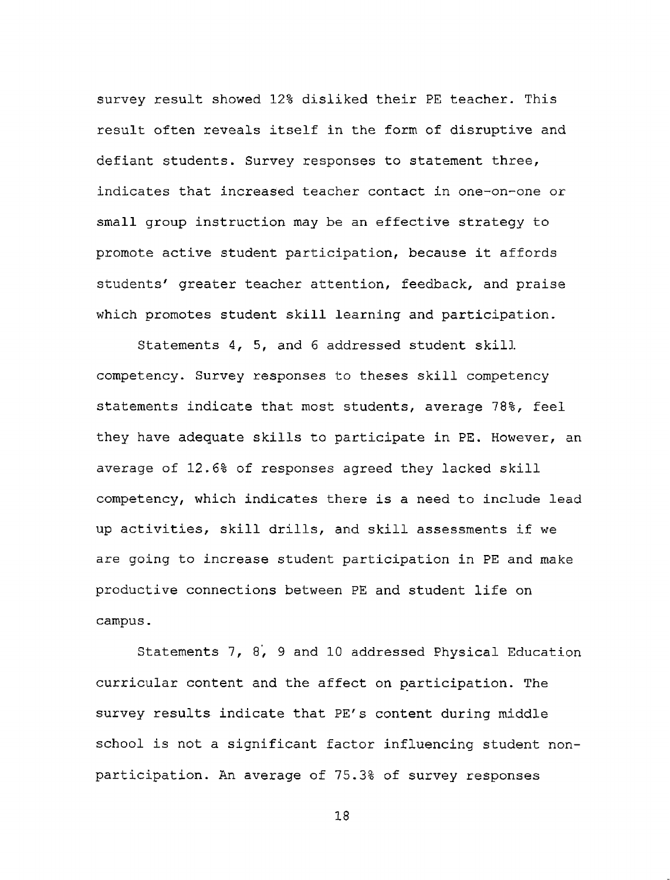survey result showed 12% disliked their PE teacher. This result often reveals itself in the form of disruptive and defiant students. Survey responses to statement three, indicates that increased teacher contact in one-on-one or small group instruction may be an effective strategy to promote active student participation, because it affords students' greater teacher attention, feedback, and praise which promotes student skill learning and participation.

Statements 4, 5, and 6 addressed student skill competency. Survey responses to theses skill competency statements indicate that most students, average 78%, feel they have adequate skills to participate in PE. However, an average of 12.6% of responses agreed they lacked skill competency, which indicates there is a need to include lead up activities, skill drills, and skill assessments if we are going to increase student participation in PE and make productive connections between PE and student life on campus.

Statements 7, 8, 9 and 10 addressed Physical Education curricular content and the affect on participation. The survey results indicate that PE's content during middle school is not a significant factor influencing student non-participation. An average of 75.3% of survey responses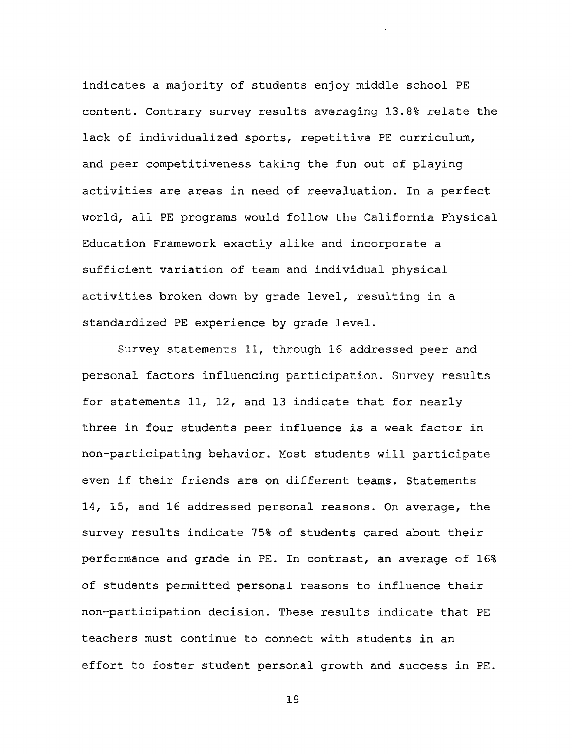indicates a majority of students enjoy middle school PE content. Contrary survey results averaging 13.8% relate the lack of individualized sports, repetitive PE curriculum, and peer competitiveness taking the fun out of playing activities are areas in need of reevaluation. In a perfect world, all PE programs would follow the California Physical Education Framework exactly alike and incorporate a sufficient variation of team and individual physical activities broken down by grade level, resulting in a standardized PE experience by grade level.

Survey statements 11, through 16 addressed peer and personal factors influencing participation. Survey results for statements 11, 12, and 13 indicate that for nearly three in four students peer influence is a weak factor in non-participating behavior. Most students will participate even if their friends are on different teams. Statements 14, 15, and 16 addressed personal reasons. On average, the survey results indicate 75% of students cared about their performance and grade in PE. In contrast, an average of 16% of students permitted personal reasons to influence their non-participation decision. These results indicate that PE teachers must continue to connect with students in an effort to foster student personal growth and success in PE.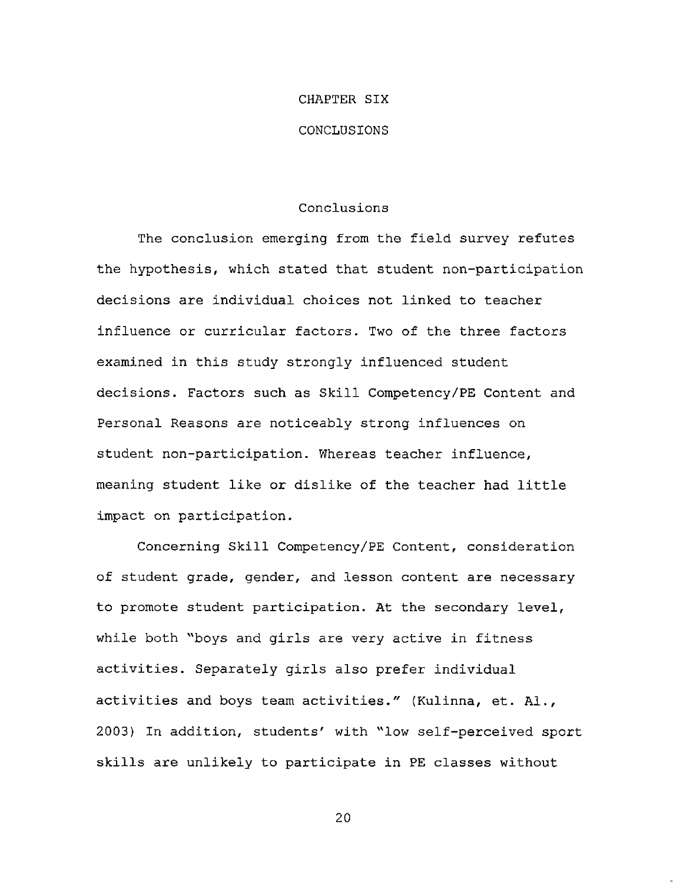# CHAPTER SIX

# CONCLUSIONS

## Conclusions

The conclusion emerging from the field survey refutes the hypothesis, which stated that student non-participation decisions are individual choices not linked to teacher influence or curricular factors. Two of the three factors examined in this study strongly influenced student decisions. Factors such as Skill Competency/PE Content and Personal Reasons are noticeably strong influences on student non-participation. Whereas teacher influence, meaning student like or dislike of the teacher had little impact on participation.

Concerning Skill Competency/PE Content, consideration of student grade, gender, and lesson content are necessary to promote student participation. At the secondary level, while both "boys and girls are very active in fitness activities. Separately girls also prefer individual activities and boys team activities." (Kulinna, et. Al., 2003) In addition, students' with "low self-perceived sport skills are unlikely to participate in PE classes without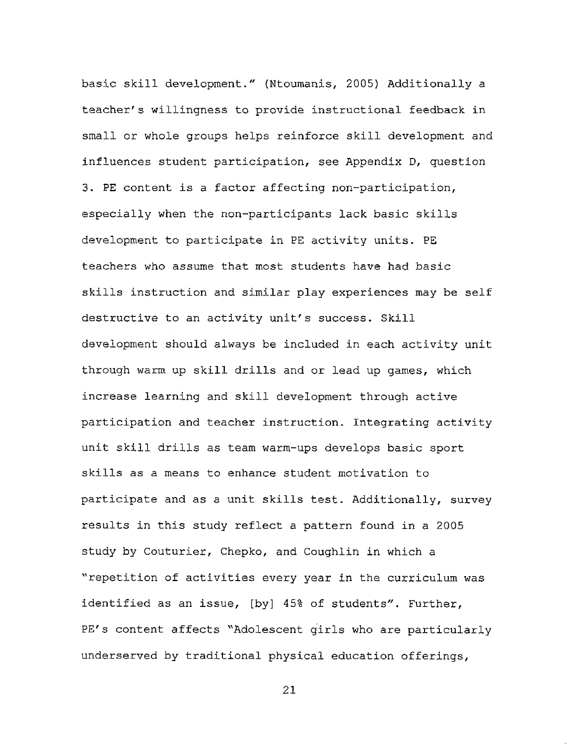basic skill development." (Ntoumanis, 2005) Additionally a teacher's willingness to provide instructional feedback in small or whole groups helps reinforce skill development and influences student participation, see Appendix D, question 3. PE content is a factor affecting non-participation, especially when the non-participants lack basic skills development to participate in PE activity units. PE teachers who assume that most students have had basic skills instruction and similar play experiences may be self destructive to an activity unit's success. Skill development should always be included in each activity unit through warm up skill drills and or lead up games, which increase learning and skill development through active participation and teacher instruction. Integrating activity unit skill drills as team warm-ups develops basic sport skills as a means to enhance student motivation to participate and as a unit skills test. Additionally, survey results in this study reflect a pattern found in a 2005 study by Couturier, Chepko, and Coughlin in which a "repetition of activities every year in the curriculum was identified as an issue, [by] 45% of students". Further, PE's content affects "Adolescent girls who are particularly underserved by traditional physical education offerings,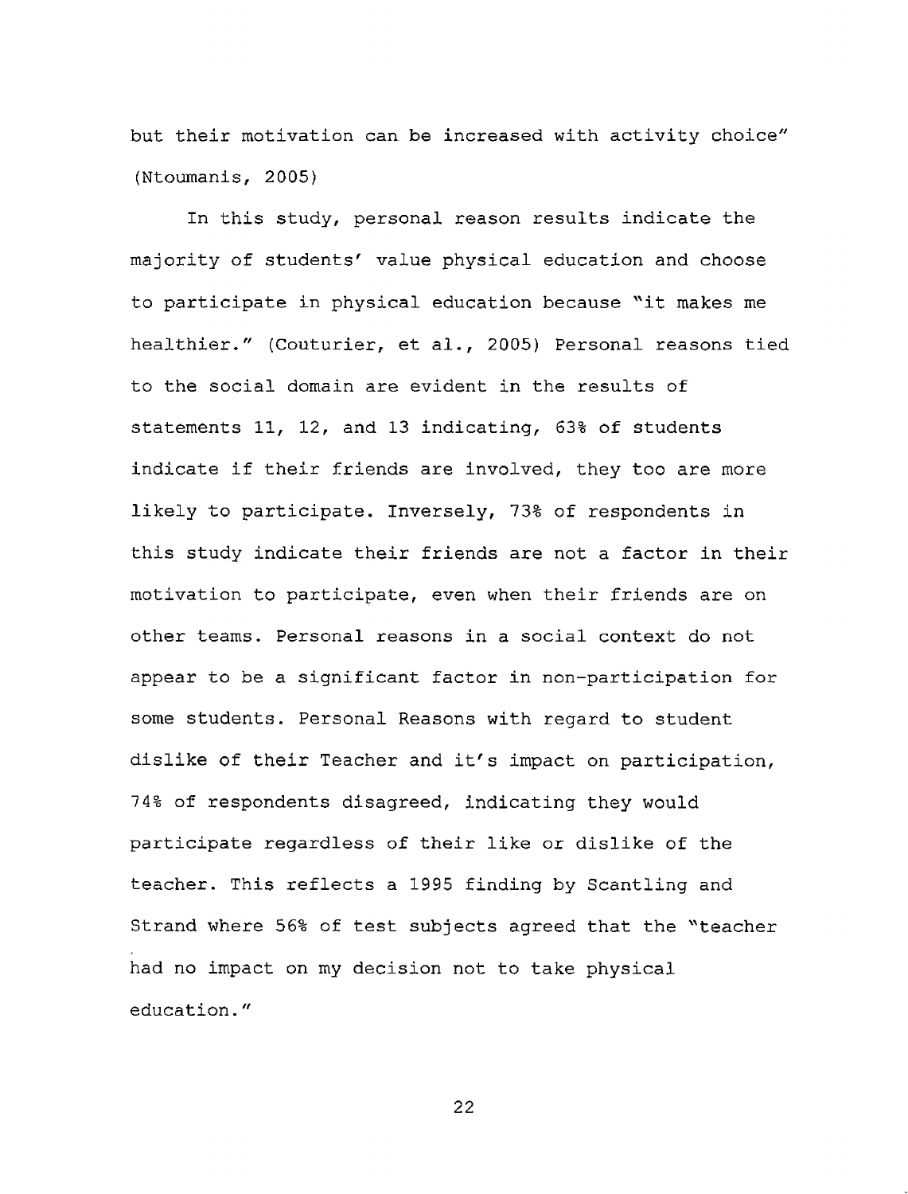but their motivation can be increased with activity choice" (Ntoumanis, 2005)

In this study, personal reason results indicate the majority of students' value physical education and choose to participate in physical education because "it makes me healthier." (Couturier, et al., 2005) Personal reasons tied to the social domain are evident in the results of statements 11, 12, and 13 indicating, 63% of students indicate if their friends are involved, they too are more likely to participate. Inversely, 73% of respondents in this study indicate their friends are not a factor in their motivation to participate, even when their friends are on other teams. Personal reasons in a social context do not appear to be a significant factor in non-participation for some students. Personal Reasons with regard to student dislike of their Teacher and it's impact on participation, 74% of respondents disagreed, indicating they would participate regardless of their like or dislike of the teacher. This reflects a 1995 finding by Scantling and Strand where 56% of test subjects agreed that the "teacher had no impact on my decision not to take physical education."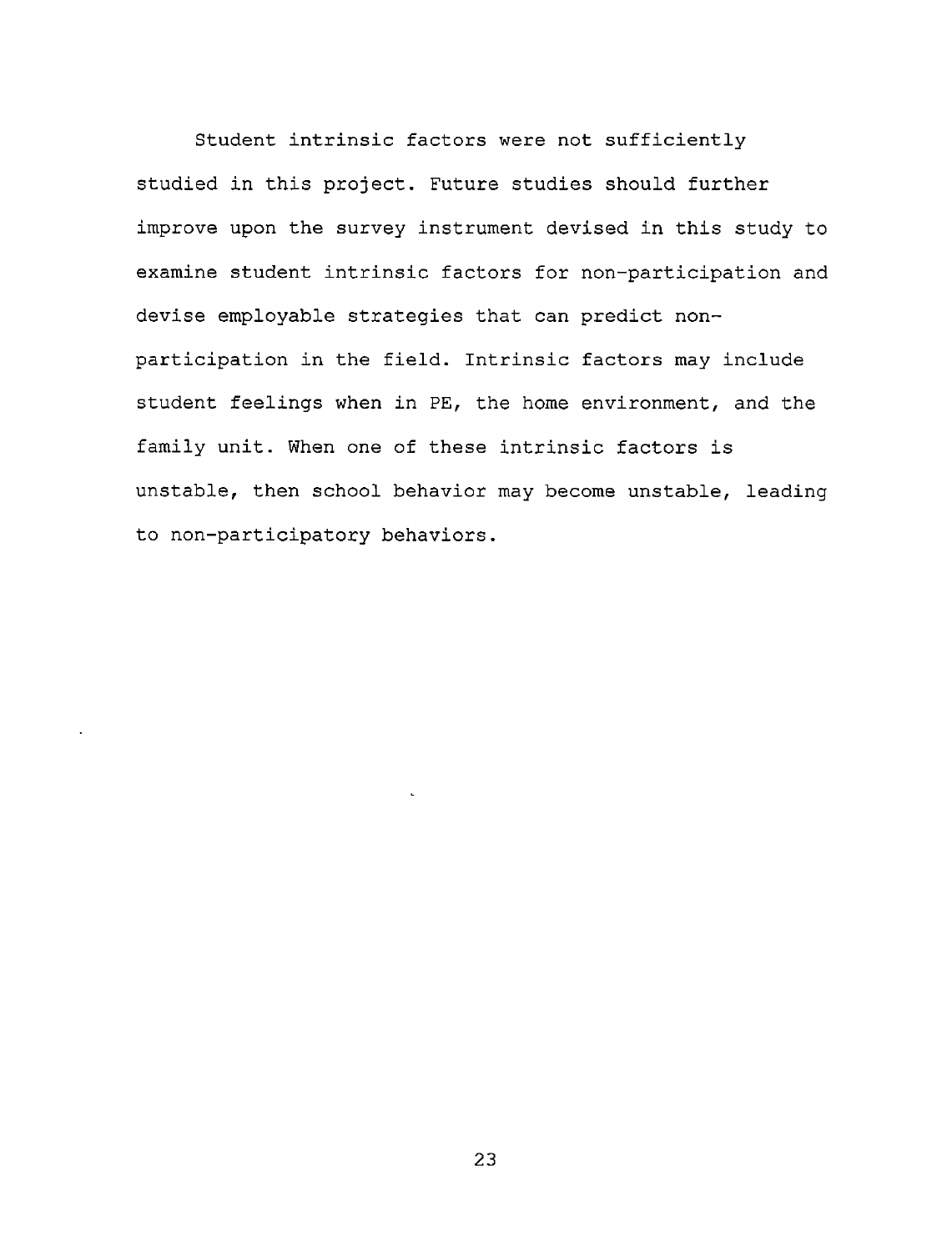Student intrinsic factors were not sufficiently studied in this project. Future studies should further improve upon the survey instrument devised in this study to examine student intrinsic factors for non-participation and devise employable strategies that can predict non-participation in the field. Intrinsic factors may include student feelings when in PE, the home environment, and the family unit. When one of these intrinsic factors is unstable, then school behavior may become unstable, leading to non-participatory behaviors.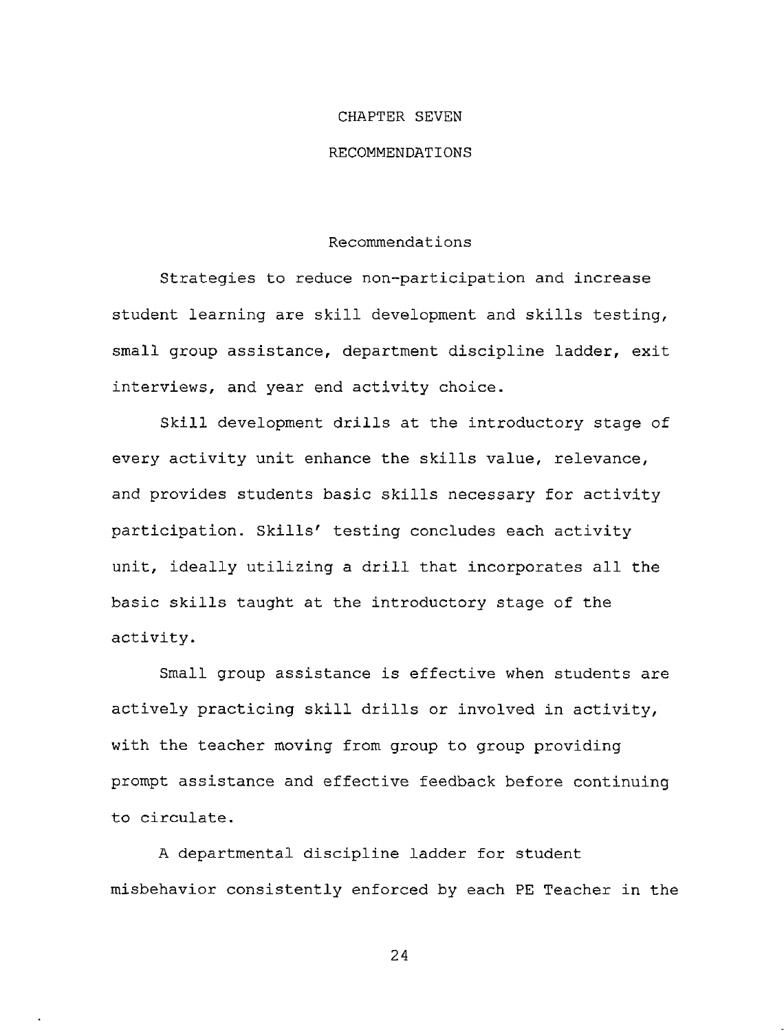# CHAPTER SEVEN

# RECOMMENDATIONS

## Recommendations

Strategies to reduce non-participation and increase student learning are skill development and skills testing, small group assistance, department discipline ladder, exit interviews, and year end activity choice.

Skill development drills at the introductory stage of every activity unit enhance the skills value, relevance, and provides students basic skills necessary for activity participation. Skills' testing concludes each activity unit, ideally utilizing a drill that incorporates all the basic skills taught at the introductory stage of the activity.

Small group assistance is effective when students are actively practicing skill drills or involved in activity, with the teacher moving from group to group providing prompt assistance and effective feedback before continuing to circulate.

A departmental discipline ladder for student misbehavior consistently enforced by each PE Teacher in the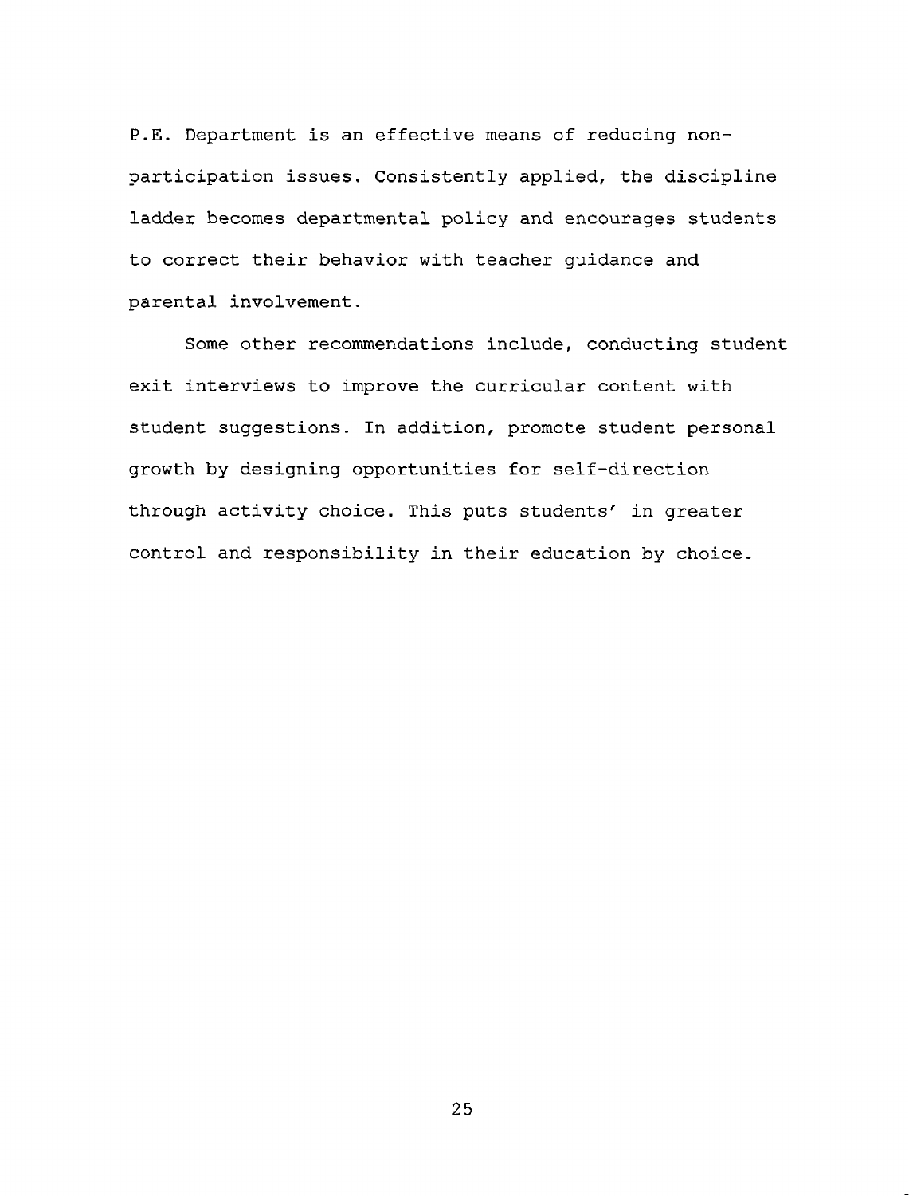P.E. Department is an effective means of reducing non-participation issues. Consistently applied, the discipline ladder becomes departmental policy and encourages students to correct their behavior with teacher guidance and parental involvement.

Some other recommendations include, conducting student exit interviews to improve the curricular content with student suggestions. In addition, promote student personal growth by designing opportunities for self-direction through activity choice. This puts students' in greater control and responsibility in their education by choice.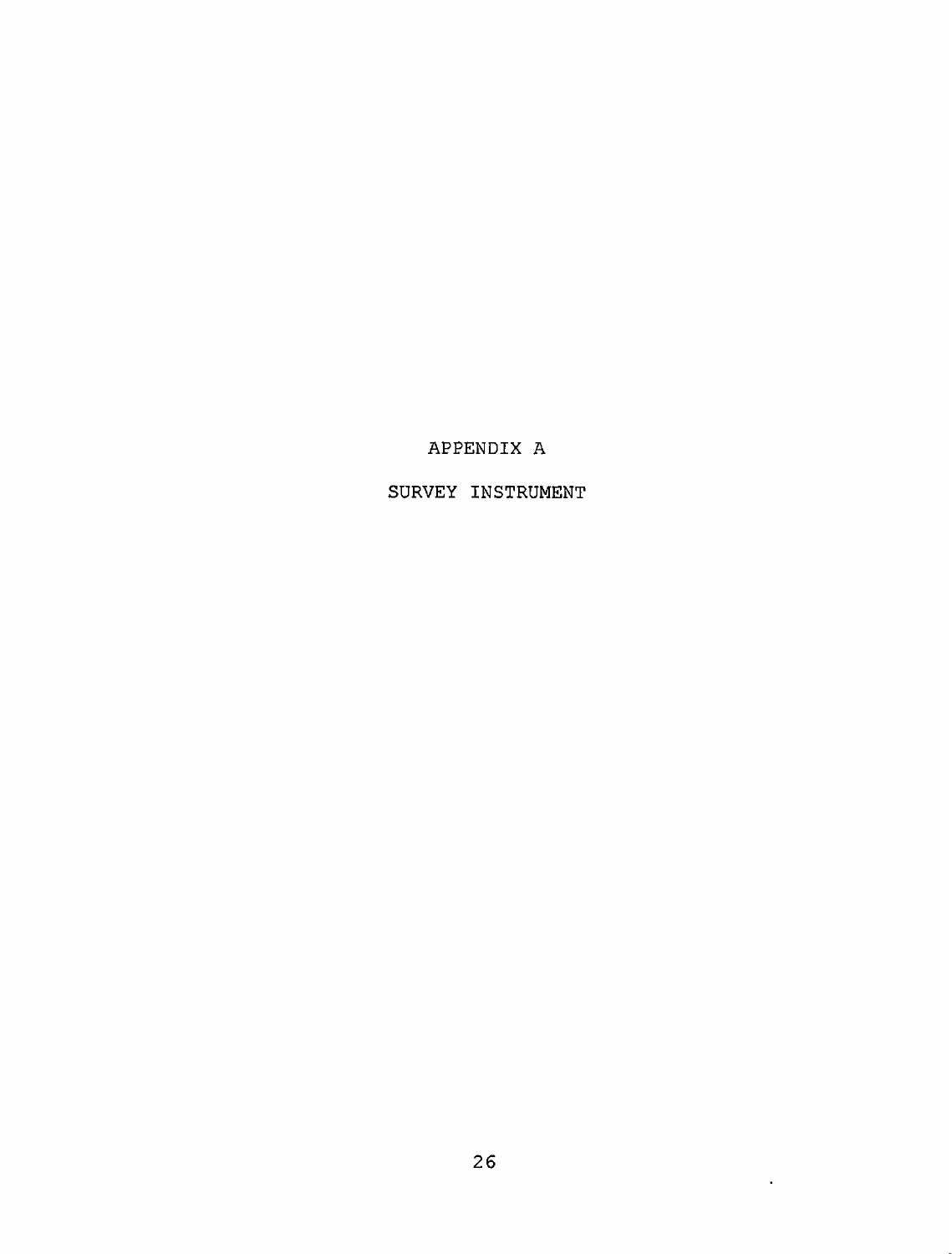# APPENDIX A

# SURVEY INSTRUMENT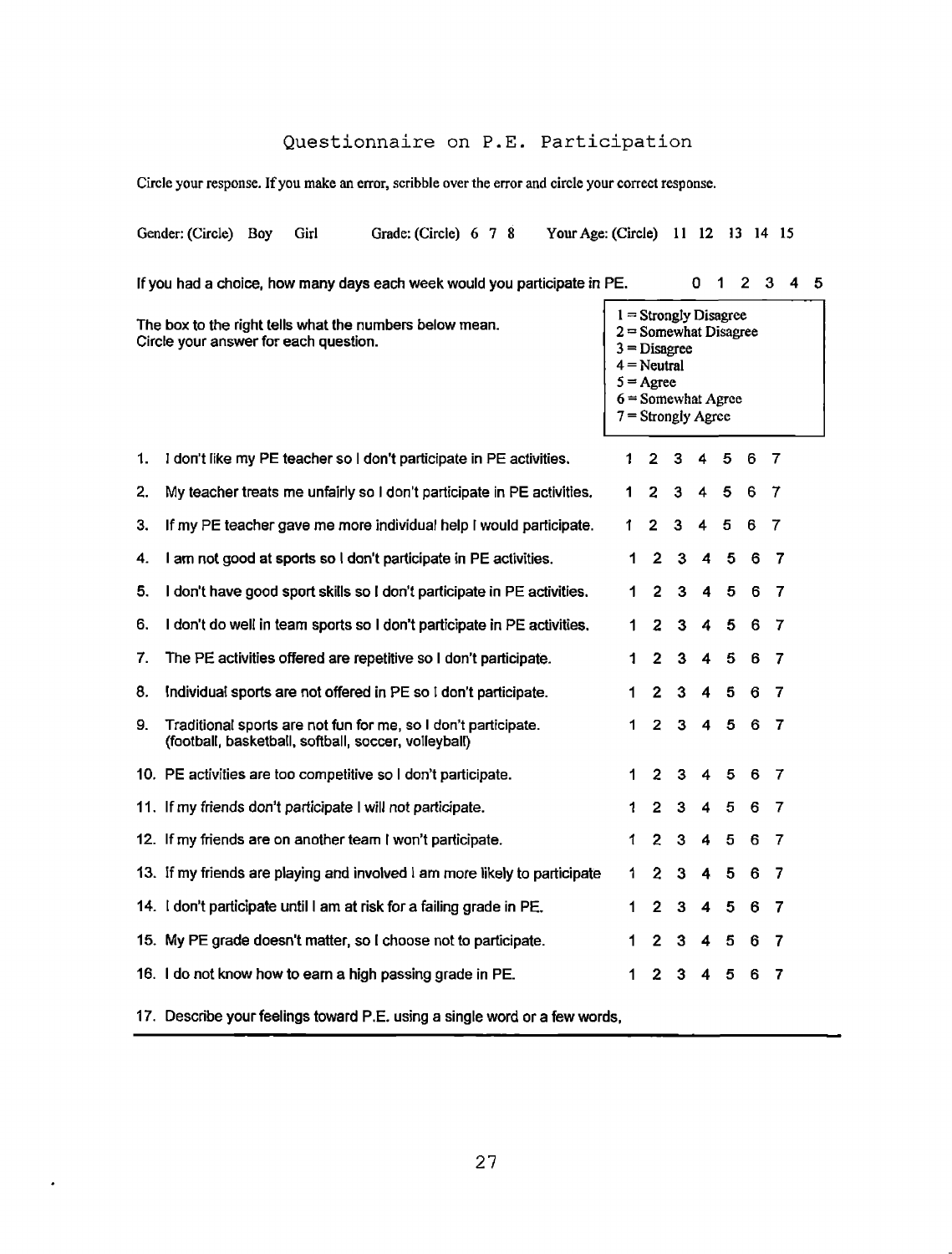# Questionnaire on P.E. Participation

Circle your response. If you make an error, scribble over the error and circle your correct response.

Gender: (Circle) Boy Girl    Grade: (Circle) 6 7 8    Your Age: (Circle) 11 12 13 14 15

If you had a choice, how many days each week would you participate in PE.    0 1 2 3 4 5

The box to the right tells what the numbers below mean.
Circle your answer for each question.

| |
|---|
| 1 = Strongly Disagree |
| 2 = Somewhat Disagree |
| 3 = Disagree |
| 4 = Neutral |
| 5 = Agree |
| 6 = Somewhat Agree |
| 7 = Strongly Agree |

| | Statement | | | | | | | |
|---|---|---|---|---|---|---|---|---|
| 1. | I don't like my PE teacher so I don't participate in PE activities. | 1 | 2 | 3 | 4 | 5 | 6 | 7 |
| 2. | My teacher treats me unfairly so I don't participate in PE activities. | 1 | 2 | 3 | 4 | 5 | 6 | 7 |
| 3. | If my PE teacher gave me more individual help I would participate. | 1 | 2 | 3 | 4 | 5 | 6 | 7 |
| 4. | I am not good at sports so I don't participate in PE activities. | 1 | 2 | 3 | 4 | 5 | 6 | 7 |
| 5. | I don't have good sport skills so I don't participate in PE activities. | 1 | 2 | 3 | 4 | 5 | 6 | 7 |
| 6. | I don't do well in team sports so I don't participate in PE activities. | 1 | 2 | 3 | 4 | 5 | 6 | 7 |
| 7. | The PE activities offered are repetitive so I don't participate. | 1 | 2 | 3 | 4 | 5 | 6 | 7 |
| 8. | Individual sports are not offered in PE so I don't participate. | 1 | 2 | 3 | 4 | 5 | 6 | 7 |
| 9. | Traditional sports are not fun for me, so I don't participate. (football, basketball, softball, soccer, volleyball) | 1 | 2 | 3 | 4 | 5 | 6 | 7 |
| 10. | PE activities are too competitive so I don't participate. | 1 | 2 | 3 | 4 | 5 | 6 | 7 |
| 11. | If my friends don't participate I will not participate. | 1 | 2 | 3 | 4 | 5 | 6 | 7 |
| 12. | If my friends are on another team I won't participate. | 1 | 2 | 3 | 4 | 5 | 6 | 7 |
| 13. | If my friends are playing and involved I am more likely to participate | 1 | 2 | 3 | 4 | 5 | 6 | 7 |
| 14. | I don't participate until I am at risk for a failing grade in PE. | 1 | 2 | 3 | 4 | 5 | 6 | 7 |
| 15. | My PE grade doesn't matter, so I choose not to participate. | 1 | 2 | 3 | 4 | 5 | 6 | 7 |
| 16. | I do not know how to earn a high passing grade in PE. | 1 | 2 | 3 | 4 | 5 | 6 | 7 |

17. Describe your feelings toward P.E. using a single word or a few words,

___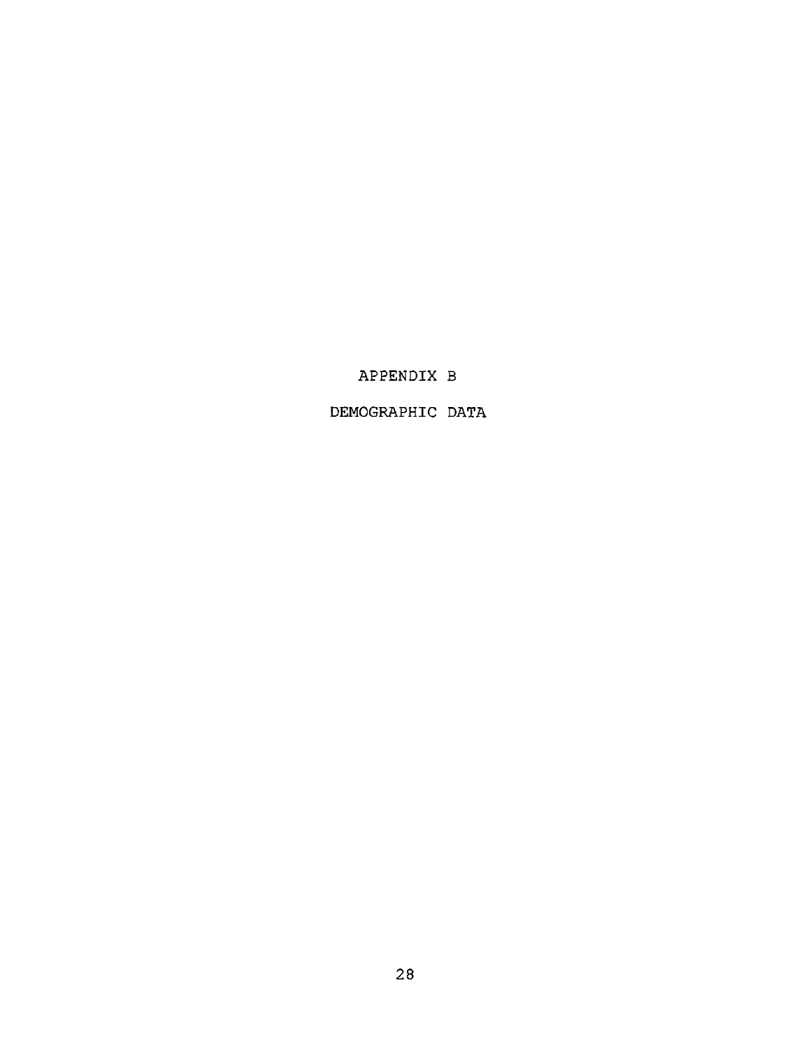# APPENDIX B

## DEMOGRAPHIC DATA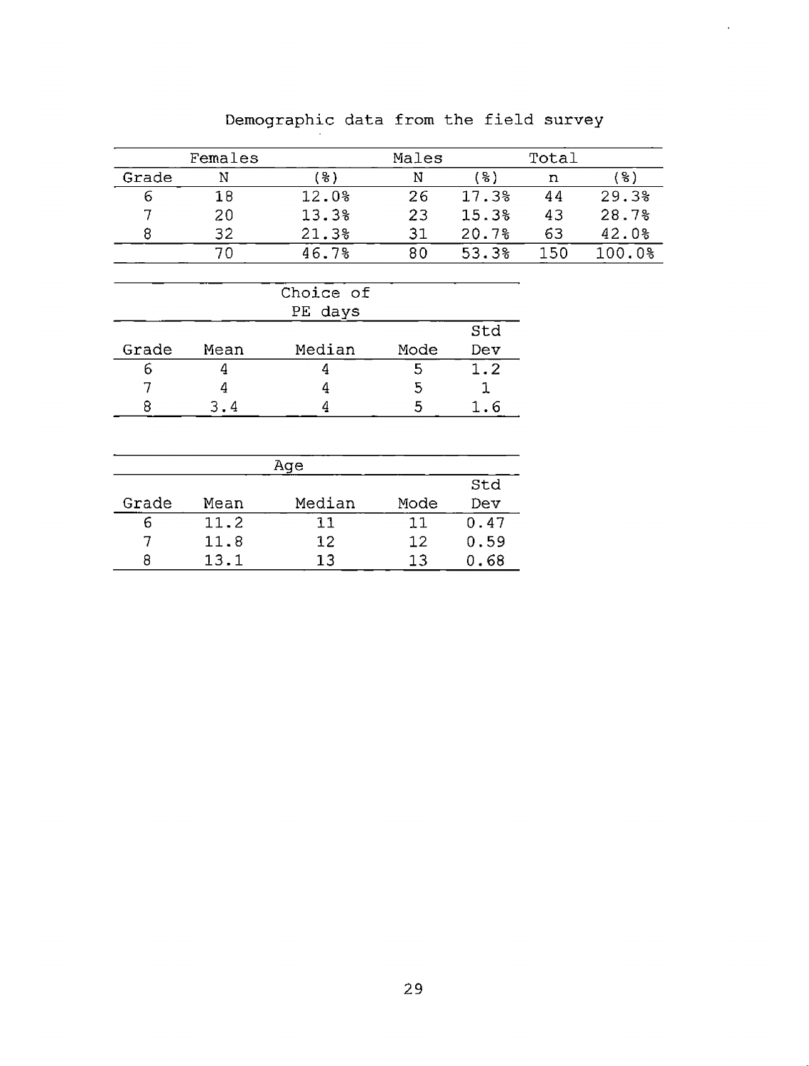Demographic data from the field survey

| | Females | | Males | | Total | |
|---|---|---|---|---|---|---|
| Grade | N | (%) | N | (%) | n | (%) |
| 6 | 18 | 12.0% | 26 | 17.3% | 44 | 29.3% |
| 7 | 20 | 13.3% | 23 | 15.3% | 43 | 28.7% |
| 8 | 32 | 21.3% | 31 | 20.7% | 63 | 42.0% |
| | 70 | 46.7% | 80 | 53.3% | 150 | 100.0% |

| | | Choice of PE days | | |
|---|---|---|---|---|
| Grade | Mean | Median | Mode | Std Dev |
| 6 | 4 | 4 | 5 | 1.2 |
| 7 | 4 | 4 | 5 | 1 |
| 8 | 3.4 | 4 | 5 | 1.6 |

| | | Age | | |
|---|---|---|---|---|
| Grade | Mean | Median | Mode | Std Dev |
| 6 | 11.2 | 11 | 11 | 0.47 |
| 7 | 11.8 | 12 | 12 | 0.59 |
| 8 | 13.1 | 13 | 13 | 0.68 |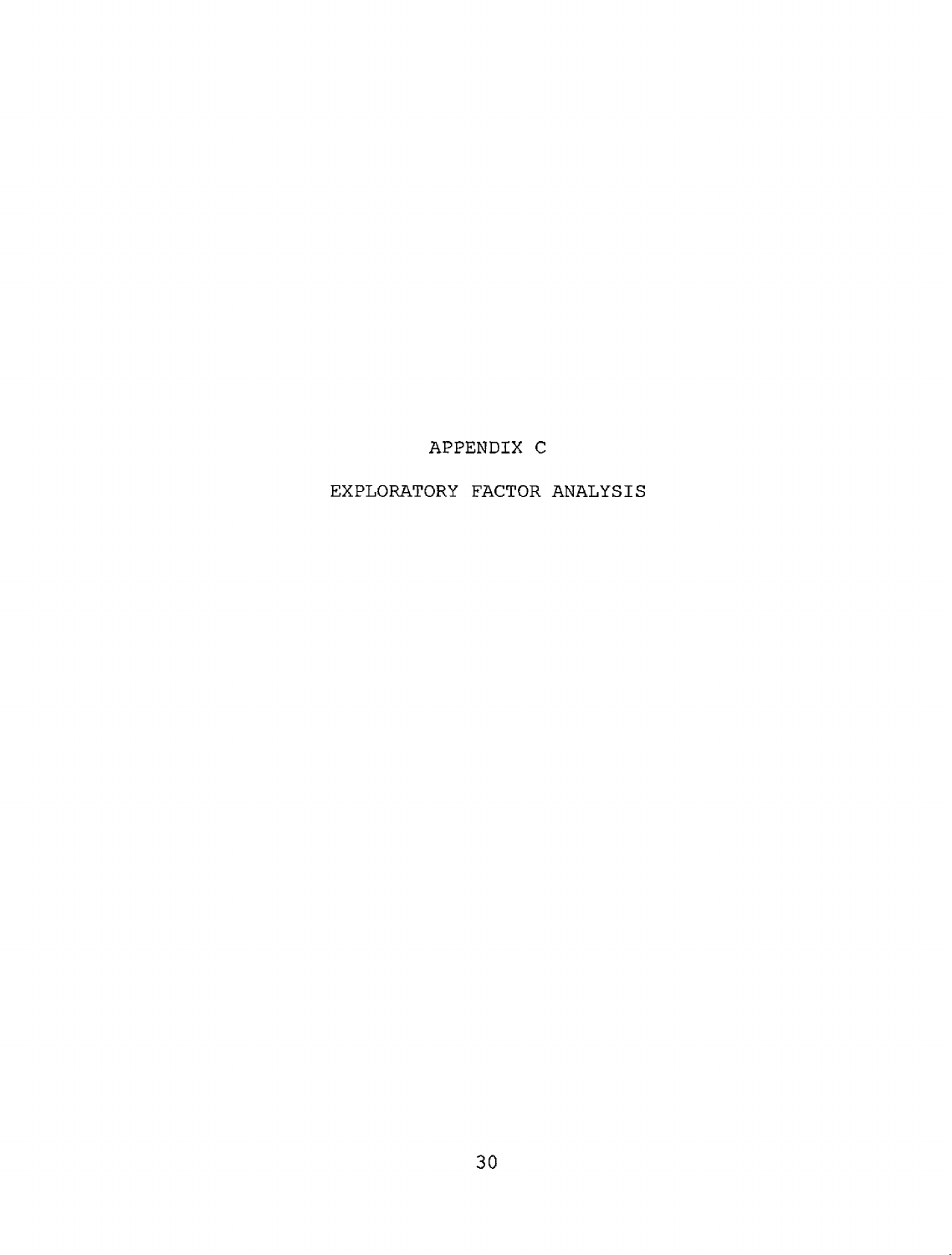# APPENDIX C

## EXPLORATORY FACTOR ANALYSIS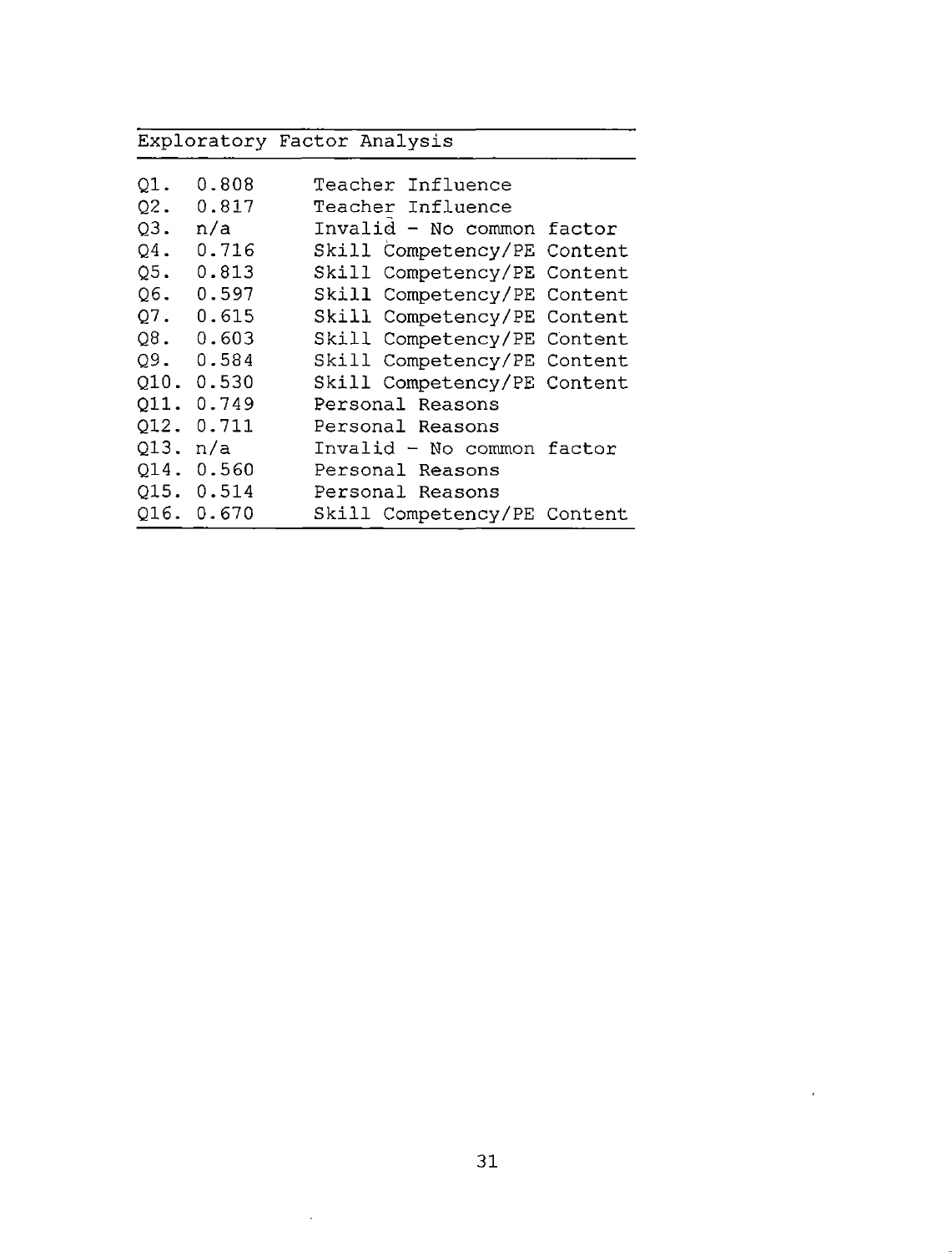| Exploratory Factor Analysis | | |
|---|---|---|
| Q1. | 0.808 | Teacher Influence |
| Q2. | 0.817 | Teacher Influence |
| Q3. | n/a | Invalid - No common factor |
| Q4. | 0.716 | Skill Competency/PE Content |
| Q5. | 0.813 | Skill Competency/PE Content |
| Q6. | 0.597 | Skill Competency/PE Content |
| Q7. | 0.615 | Skill Competency/PE Content |
| Q8. | 0.603 | Skill Competency/PE Content |
| Q9. | 0.584 | Skill Competency/PE Content |
| Q10. | 0.530 | Skill Competency/PE Content |
| Q11. | 0.749 | Personal Reasons |
| Q12. | 0.711 | Personal Reasons |
| Q13. | n/a | Invalid - No common factor |
| Q14. | 0.560 | Personal Reasons |
| Q15. | 0.514 | Personal Reasons |
| Q16. | 0.670 | Skill Competency/PE Content |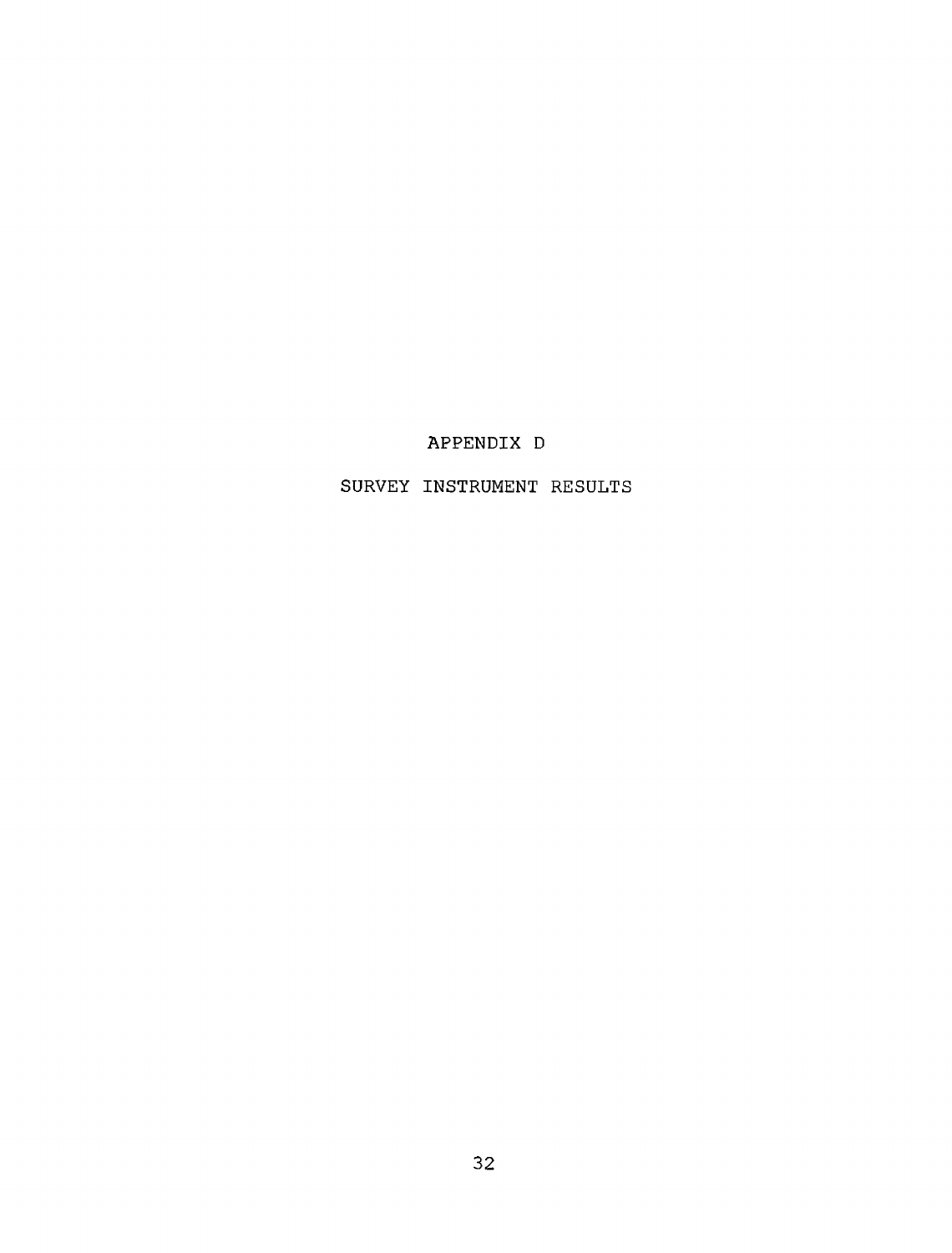# APPENDIX D

## SURVEY INSTRUMENT RESULTS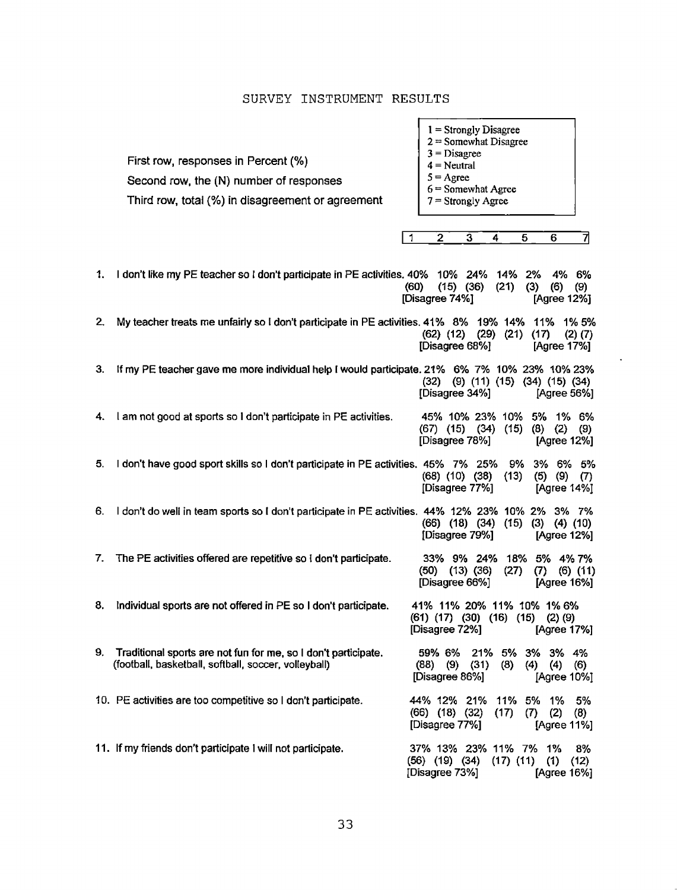SURVEY INSTRUMENT RESULTS

First row, responses in Percent (%)

Second row, the (N) number of responses

Third row, total (%) in disagreement or agreement

1 = Strongly Disagree
2 = Somewhat Disagree
3 = Disagree
4 = Neutral
5 = Agree
6 = Somewhat Agree
7 = Strongly Agree

| Statement | 1 | 2 | 3 | 4 | 5 | 6 | 7 |
|---|---|---|---|---|---|---|---|
| 1. I don't like my PE teacher so I don't participate in PE activities. | 40% | 10% | 24% | 14% | 2% | 4% | 6% |
| | (60) | (15) | (36) | (21) | (3) | (6) | (9) |
| | [Disagree 74%] | | | | | | [Agree 12%] |
| 2. My teacher treats me unfairly so I don't participate in PE activities. | 41% | 8% | 19% | 14% | 11% | 1% | 5% |
| | (62) | (12) | (29) | (21) | (17) | (2) | (7) |
| | [Disagree 68%] | | | | | | [Agree 17%] |
| 3. If my PE teacher gave me more individual help I would participate. | 21% | 6% | 7% | 10% | 23% | 10% | 23% |
| | (32) | (9) | (11) | (15) | (34) | (15) | (34) |
| | [Disagree 34%] | | | | | | [Agree 56%] |
| 4. I am not good at sports so I don't participate in PE activities. | 45% | 10% | 23% | 10% | 5% | 1% | 6% |
| | (67) | (15) | (34) | (15) | (8) | (2) | (9) |
| | [Disagree 78%] | | | | | | [Agree 12%] |
| 5. I don't have good sport skills so I don't participate in PE activities. | 45% | 7% | 25% | 9% | 3% | 6% | 5% |
| | (68) | (10) | (38) | (13) | (5) | (9) | (7) |
| | [Disagree 77%] | | | | | | [Agree 14%] |
| 6. I don't do well in team sports so I don't participate in PE activities. | 44% | 12% | 23% | 10% | 2% | 3% | 7% |
| | (66) | (18) | (34) | (15) | (3) | (4) | (10) |
| | [Disagree 79%] | | | | | | [Agree 12%] |
| 7. The PE activities offered are repetitive so I don't participate. | 33% | 9% | 24% | 18% | 5% | 4% | 7% |
| | (50) | (13) | (36) | (27) | (7) | (6) | (11) |
| | [Disagree 66%] | | | | | | [Agree 16%] |
| 8. Individual sports are not offered in PE so I don't participate. | 41% | 11% | 20% | 11% | 10% | 1% | 6% |
| | (61) | (17) | (30) | (16) | (15) | (2) | (9) |
| | [Disagree 72%] | | | | | | [Agree 17%] |
| 9. Traditional sports are not fun for me, so I don't participate. (football, basketball, softball, soccer, volleyball) | 59% | 6% | 21% | 5% | 3% | 3% | 4% |
| | (88) | (9) | (31) | (8) | (4) | (4) | (6) |
| | [Disagree 86%] | | | | | | [Agree 10%] |
| 10. PE activities are too competitive so I don't participate. | 44% | 12% | 21% | 11% | 5% | 1% | 5% |
| | (66) | (18) | (32) | (17) | (7) | (2) | (8) |
| | [Disagree 77%] | | | | | | [Agree 11%] |
| 11. If my friends don't participate I will not participate. | 37% | 13% | 23% | 11% | 7% | 1% | 8% |
| | (56) | (19) | (34) | (17) | (11) | (1) | (12) |
| | [Disagree 73%] | | | | | | [Agree 16%] |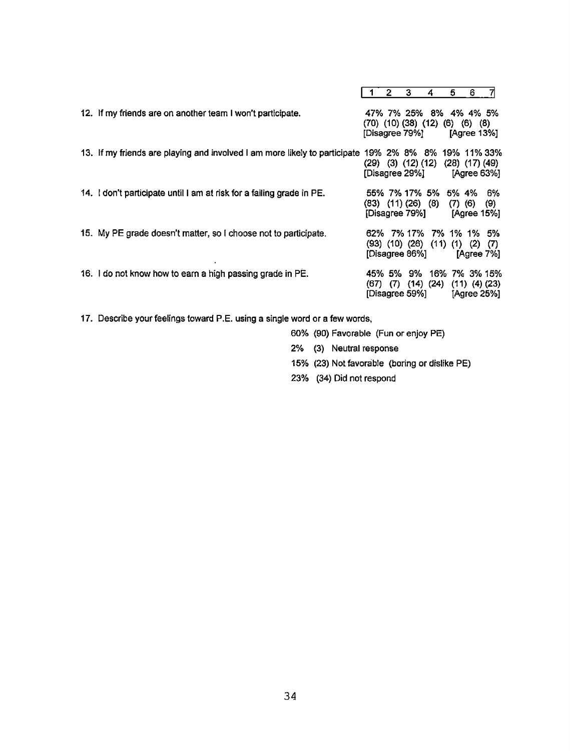| | 1 | 2 | 3 | 4 | 5 | 6 | 7 | |
|---|---|---|---|---|---|---|---|---|
| 12. If my friends are on another team I won't participate. | 47% (70) | 7% (10) | 25% (38) | 8% (12) | 4% (6) | 4% (6) | 5% (8) | [Disagree 79%] [Agree 13%] |
| 13. If my friends are playing and involved I am more likely to participate | 19% (29) | 2% (3) | 8% (12) | 8% (12) | 19% (28) | 11% (17) | 33% (49) | [Disagree 29%] [Agree 63%] |
| 14. I don't participate until I am at risk for a failing grade in PE. | 55% (83) | 7% (11) | 17% (26) | 5% (8) | 5% (7) | 4% (6) | 6% (9) | [Disagree 79%] [Agree 15%] |
| 15. My PE grade doesn't matter, so I choose not to participate. | 62% (93) | 7% (10) | 17% (26) | 7% (11) | 1% (1) | 1% (2) | 5% (7) | [Disagree 86%] [Agree 7%] |
| 16. I do not know how to earn a high passing grade in PE. | 45% (67) | 5% (7) | 9% (14) | 16% (24) | 7% (11) | 3% (4) | 15% (23) | [Disagree 59%] [Agree 25%] |

17. Describe your feelings toward P.E. using a single word or a few words,

60% (90) Favorable (Fun or enjoy PE)

2% (3) Neutral response

15% (23) Not favorable (boring or dislike PE)

23% (34) Did not respond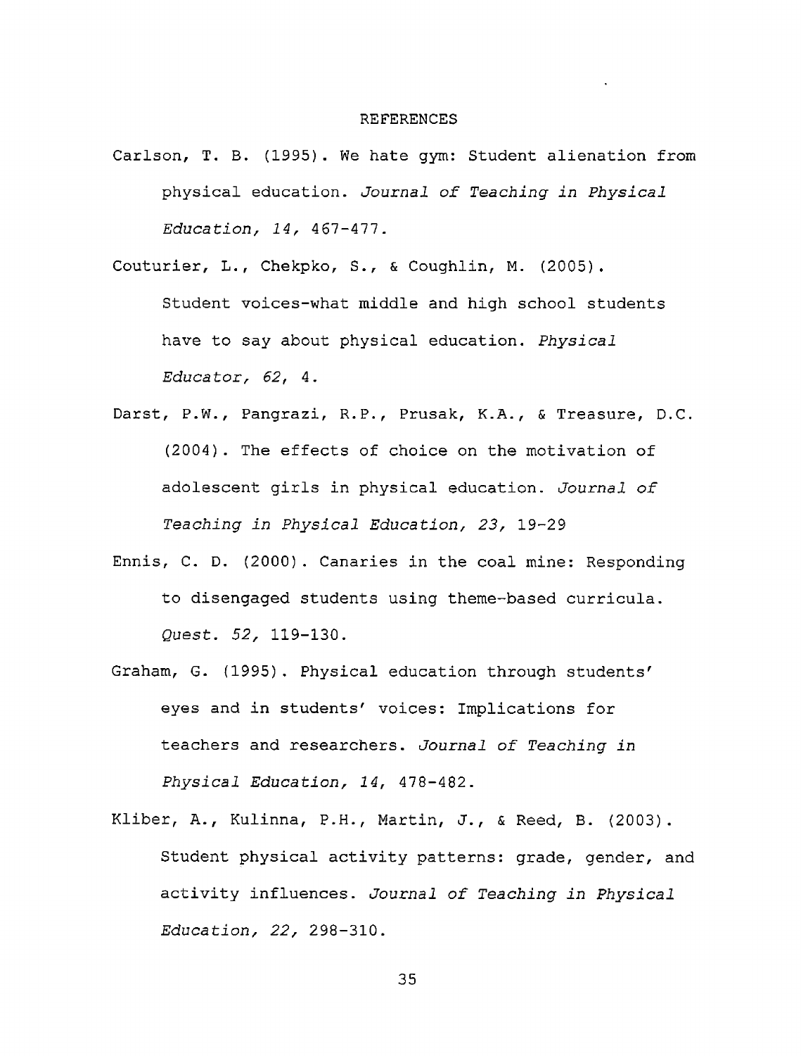# REFERENCES

Carlson, T. B. (1995). We hate gym: Student alienation from physical education. *Journal of Teaching in Physical Education, 14,* 467-477.

Couturier, L., Chekpko, S., & Coughlin, M. (2005). Student voices-what middle and high school students have to say about physical education. *Physical Educator, 62,* 4.

Darst, P.W., Pangrazi, R.P., Prusak, K.A., & Treasure, D.C. (2004). The effects of choice on the motivation of adolescent girls in physical education. *Journal of Teaching in Physical Education, 23,* 19-29

Ennis, C. D. (2000). Canaries in the coal mine: Responding to disengaged students using theme-based curricula. *Quest. 52,* 119-130.

Graham, G. (1995). Physical education through students' eyes and in students' voices: Implications for teachers and researchers. *Journal of Teaching in Physical Education, 14,* 478-482.

Kliber, A., Kulinna, P.H., Martin, J., & Reed, B. (2003). Student physical activity patterns: grade, gender, and activity influences. *Journal of Teaching in Physical Education, 22,* 298-310.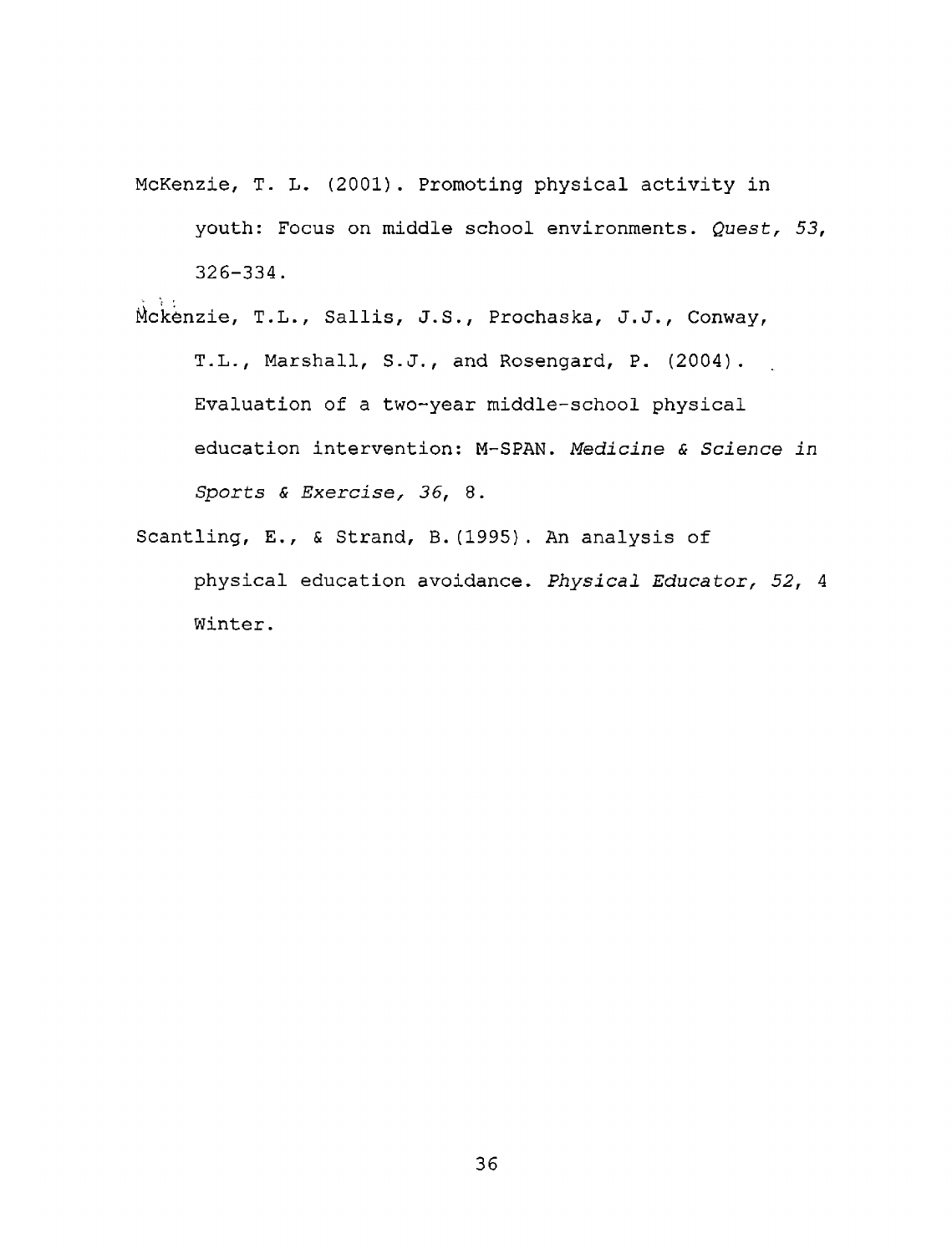McKenzie, T. L. (2001). Promoting physical activity in youth: Focus on middle school environments. *Quest, 53*, 326-334.

Mckenzie, T.L., Sallis, J.S., Prochaska, J.J., Conway, T.L., Marshall, S.J., and Rosengard, P. (2004). Evaluation of a two-year middle-school physical education intervention: M-SPAN. *Medicine & Science in Sports & Exercise, 36*, 8.

Scantling, E., & Strand, B.(1995). An analysis of physical education avoidance. *Physical Educator, 52*, 4 Winter.